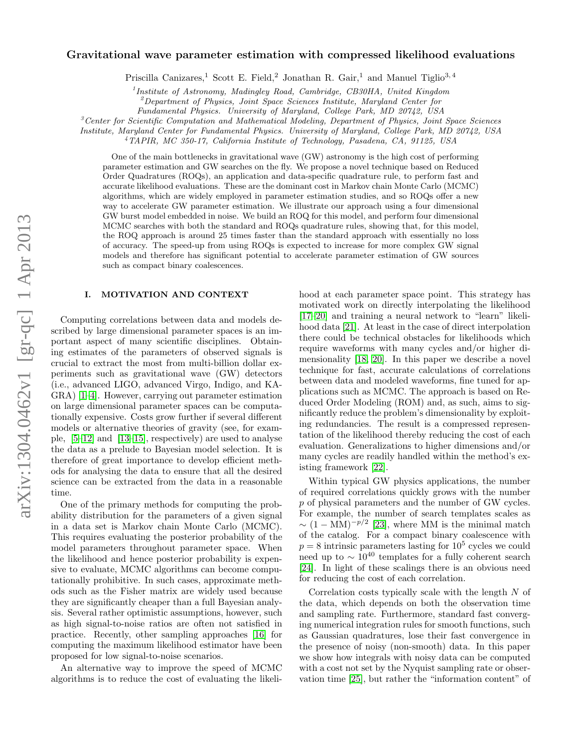# Gravitational wave parameter estimation with compressed likelihood evaluations

Priscilla Canizares,[1] Scott E. Field,[2] Jonathan R. Gair,[1] and Manuel Tiglio[3,4]

[1] *Institute of Astronomy, Madingley Road, Cambridge, CB30HA, United Kingdom*
[2] *Department of Physics, Joint Space Sciences Institute, Maryland Center for Fundamental Physics. University of Maryland, College Park, MD 20742, USA*
[3] *Center for Scientific Computation and Mathematical Modeling, Department of Physics, Joint Space Sciences Institute, Maryland Center for Fundamental Physics. University of Maryland, College Park, MD 20742, USA*
[4] *TAPIR, MC 350-17, California Institute of Technology, Pasadena, CA, 91125, USA*

One of the main bottlenecks in gravitational wave (GW) astronomy is the high cost of performing parameter estimation and GW searches on the fly. We propose a novel technique based on Reduced Order Quadratures (ROQs), an application and data-specific quadrature rule, to perform fast and accurate likelihood evaluations. These are the dominant cost in Markov chain Monte Carlo (MCMC) algorithms, which are widely employed in parameter estimation studies, and so ROQs offer a new way to accelerate GW parameter estimation. We illustrate our approach using a four dimensional GW burst model embedded in noise. We build an ROQ for this model, and perform four dimensional MCMC searches with both the standard and ROQs quadrature rules, showing that, for this model, the ROQ approach is around 25 times faster than the standard approach with essentially no loss of accuracy. The speed-up from using ROQs is expected to increase for more complex GW signal models and therefore has significant potential to accelerate parameter estimation of GW sources such as compact binary coalescences.

## I. MOTIVATION AND CONTEXT

Computing correlations between data and models described by large dimensional parameter spaces is an important aspect of many scientific disciplines. Obtaining estimates of the parameters of observed signals is crucial to extract the most from multi-billion dollar experiments such as gravitational wave (GW) detectors (i.e., advanced LIGO, advanced Virgo, Indigo, and KAGRA) [1–4]. However, carrying out parameter estimation on large dimensional parameter spaces can be computationally expensive. Costs grow further if several different models or alternative theories of gravity (see, for example, [5–12] and [13–15], respectively) are used to analyse the data as a prelude to Bayesian model selection. It is therefore of great importance to develop efficient methods for analysing the data to ensure that all the desired science can be extracted from the data in a reasonable time.

One of the primary methods for computing the probability distribution for the parameters of a given signal in a data set is Markov chain Monte Carlo (MCMC). This requires evaluating the posterior probability of the model parameters throughout parameter space. When the likelihood and hence posterior probability is expensive to evaluate, MCMC algorithms can become computationally prohibitive. In such cases, approximate methods such as the Fisher matrix are widely used because they are significantly cheaper than a full Bayesian analysis. Several rather optimistic assumptions, however, such as high signal-to-noise ratios are often not satisfied in practice. Recently, other sampling approaches [16] for computing the maximum likelihood estimator have been proposed for low signal-to-noise scenarios.

An alternative way to improve the speed of MCMC algorithms is to reduce the cost of evaluating the likelihood at each parameter space point. This strategy has motivated work on directly interpolating the likelihood [17–20] and training a neural network to "learn" likelihood data [21]. At least in the case of direct interpolation there could be technical obstacles for likelihoods which require waveforms with many cycles and/or higher dimensionality [18, 20]. In this paper we describe a novel technique for fast, accurate calculations of correlations between data and modeled waveforms, fine tuned for applications such as MCMC. The approach is based on Reduced Order Modeling (ROM) and, as such, aims to significantly reduce the problem's dimensionality by exploiting redundancies. The result is a compressed representation of the likelihood thereby reducing the cost of each evaluation. Generalizations to higher dimensions and/or many cycles are readily handled within the method's existing framework [22].

Within typical GW physics applications, the number of required correlations quickly grows with the number $p$ of physical parameters and the number of GW cycles. For example, the number of search templates scales as $\sim (1 - \mathrm{MM})^{-p/2}$ [23], where MM is the minimal match of the catalog. For a compact binary coalescence with $p = 8$ intrinsic parameters lasting for $10^5$ cycles we could need up to $\sim 10^{40}$ templates for a fully coherent search [24]. In light of these scalings there is an obvious need for reducing the cost of each correlation.

Correlation costs typically scale with the length $N$ of the data, which depends on both the observation time and sampling rate. Furthermore, standard fast converging numerical integration rules for smooth functions, such as Gaussian quadratures, lose their fast convergence in the presence of noisy (non-smooth) data. In this paper we show how integrals with noisy data can be computed with a cost not set by the Nyquist sampling rate or observation time [25], but rather the "information content" of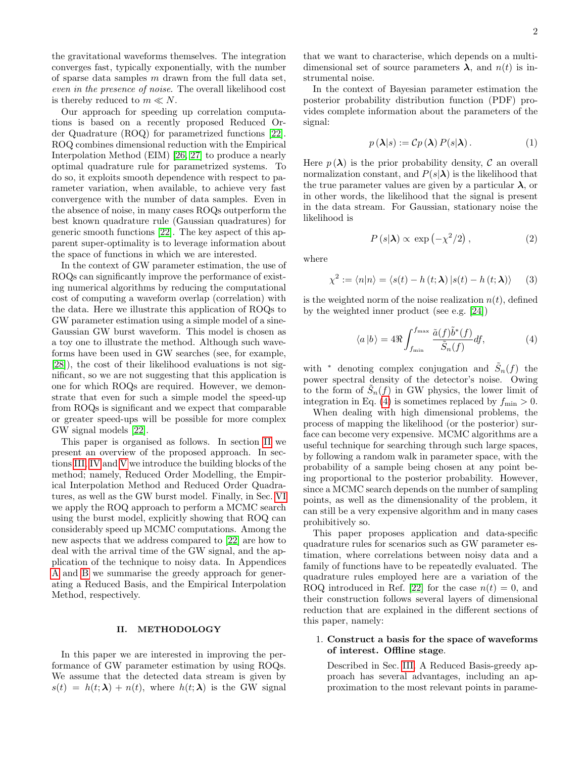the gravitational waveforms themselves. The integration converges fast, typically exponentially, with the number of sparse data samples $m$ drawn from the full data set, *even in the presence of noise*. The overall likelihood cost is thereby reduced to $m \ll N$.

Our approach for speeding up correlation computations is based on a recently proposed Reduced Order Quadrature (ROQ) for parametrized functions [22]. ROQ combines dimensional reduction with the Empirical Interpolation Method (EIM) [26, 27] to produce a nearly optimal quadrature rule for parametrized systems. To do so, it exploits smooth dependence with respect to parameter variation, when available, to achieve very fast convergence with the number of data samples. Even in the absence of noise, in many cases ROQs outperform the best known quadrature rule (Gaussian quadratures) for generic smooth functions [22]. The key aspect of this apparent super-optimality is to leverage information about the space of functions in which we are interested.

In the context of GW parameter estimation, the use of ROQs can significantly improve the performance of existing numerical algorithms by reducing the computational cost of computing a waveform overlap (correlation) with the data. Here we illustrate this application of ROQs to GW parameter estimation using a simple model of a sine-Gaussian GW burst waveform. This model is chosen as a toy one to illustrate the method. Although such waveforms have been used in GW searches (see, for example, [28]), the cost of their likelihood evaluations is not significant, so we are not suggesting that this application is one for which ROQs are required. However, we demonstrate that even for such a simple model the speed-up from ROQs is significant and we expect that comparable or greater speed-ups will be possible for more complex GW signal models [22].

This paper is organised as follows. In section II we present an overview of the proposed approach. In sections III, IV and V we introduce the building blocks of the method; namely, Reduced Order Modelling, the Empirical Interpolation Method and Reduced Order Quadratures, as well as the GW burst model. Finally, in Sec. VI we apply the ROQ approach to perform a MCMC search using the burst model, explicitly showing that ROQ can considerably speed up MCMC computations. Among the new aspects that we address compared to [22] are how to deal with the arrival time of the GW signal, and the application of the technique to noisy data. In Appendices A and B we summarise the greedy approach for generating a Reduced Basis, and the Empirical Interpolation Method, respectively.

## II. METHODOLOGY

In this paper we are interested in improving the performance of GW parameter estimation by using ROQs. We assume that the detected data stream is given by $s(t) = h(t; \boldsymbol{\lambda}) + n(t)$, where $h(t; \boldsymbol{\lambda})$ is the GW signal that we want to characterise, which depends on a multi-dimensional set of source parameters $\boldsymbol{\lambda}$, and $n(t)$ is instrumental noise.

In the context of Bayesian parameter estimation the posterior probability distribution function (PDF) provides complete information about the parameters of the signal:

$$p\left(\boldsymbol{\lambda}|s\right) := \mathcal{C} p\left(\boldsymbol{\lambda}\right) P(s|\boldsymbol{\lambda})\,. \tag{1}$$

Here $p\left(\boldsymbol{\lambda}\right)$ is the prior probability density, $\mathcal{C}$ an overall normalization constant, and $P(s|\boldsymbol{\lambda})$ is the likelihood that the true parameter values are given by a particular $\boldsymbol{\lambda}$, or in other words, the likelihood that the signal is present in the data stream. For Gaussian, stationary noise the likelihood is

$$P\left(s|\boldsymbol{\lambda}\right) \propto \exp\left(-\chi^2/2\right), \tag{2}$$

where

$$\chi^2 := \langle n|n\rangle = \langle s(t) - h\left(t;\boldsymbol{\lambda}\right)|s(t) - h\left(t;\boldsymbol{\lambda}\right)\rangle \tag{3}$$

is the weighted norm of the noise realization $n(t)$, defined by the weighted inner product (see e.g. [24])

$$\langle a\,|b\rangle = 4\Re \int_{f_{\min}}^{f_{\max}} \frac{\tilde{a}(f)\tilde{b}^*(f)}{\tilde{S}_n(f)} df, \tag{4}$$

with $^*$ denoting complex conjugation and $\tilde{S}_n(f)$ the power spectral density of the detector's noise. Owing to the form of $\tilde{S}_n(f)$ in GW physics, the lower limit of integration in Eq. (4) is sometimes replaced by $f_{\min} > 0$.

When dealing with high dimensional problems, the process of mapping the likelihood (or the posterior) surface can become very expensive. MCMC algorithms are a useful technique for searching through such large spaces, by following a random walk in parameter space, with the probability of a sample being chosen at any point being proportional to the posterior probability. However, since a MCMC search depends on the number of sampling points, as well as the dimensionality of the problem, it can still be a very expensive algorithm and in many cases prohibitively so.

This paper proposes application and data-specific quadrature rules for scenarios such as GW parameter estimation, where correlations between noisy data and a family of functions have to be repeatedly evaluated. The quadrature rules employed here are a variation of the ROQ introduced in Ref. [22] for the case $n(t) = 0$, and their construction follows several layers of dimensional reduction that are explained in the different sections of this paper, namely:

1. **Construct a basis for the space of waveforms of interest. Offline stage**.

   Described in Sec. III. A Reduced Basis-greedy approach has several advantages, including an approximation to the most relevant points in parame-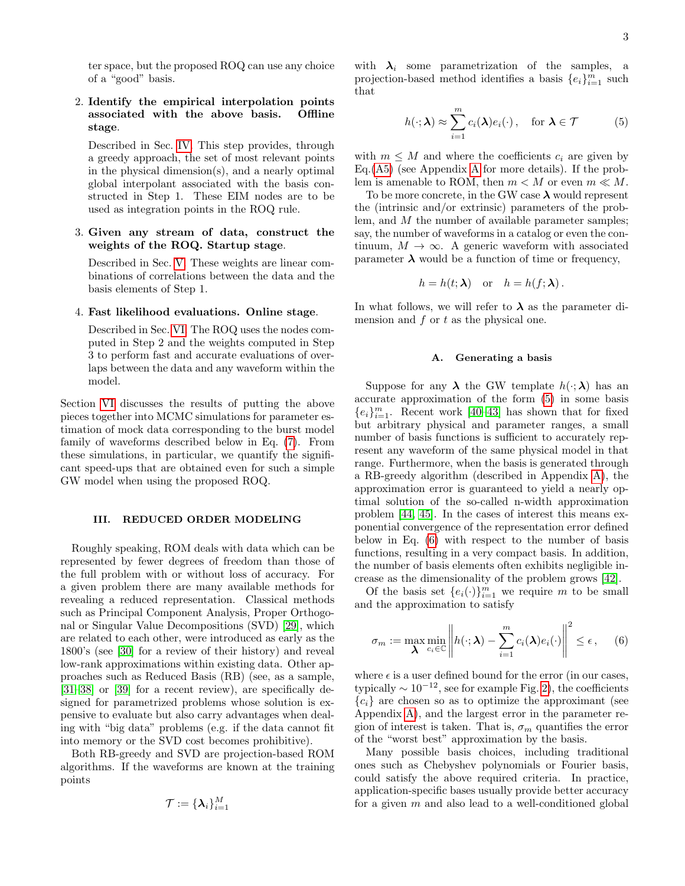ter space, but the proposed ROQ can use any choice of a "good" basis.

2. **Identify the empirical interpolation points associated with the above basis. Offline stage**.

   Described in Sec. IV. This step provides, through a greedy approach, the set of most relevant points in the physical dimension(s), and a nearly optimal global interpolant associated with the basis constructed in Step 1. These EIM nodes are to be used as integration points in the ROQ rule.

3. **Given any stream of data, construct the weights of the ROQ. Startup stage**.

   Described in Sec. V. These weights are linear combinations of correlations between the data and the basis elements of Step 1.

4. **Fast likelihood evaluations. Online stage**.

   Described in Sec. VI. The ROQ uses the nodes computed in Step 2 and the weights computed in Step 3 to perform fast and accurate evaluations of overlaps between the data and any waveform within the model.

Section VI discusses the results of putting the above pieces together into MCMC simulations for parameter estimation of mock data corresponding to the burst model family of waveforms described below in Eq. (7). From these simulations, in particular, we quantify the significant speed-ups that are obtained even for such a simple GW model when using the proposed ROQ.

## III. REDUCED ORDER MODELING

Roughly speaking, ROM deals with data which can be represented by fewer degrees of freedom than those of the full problem with or without loss of accuracy. For a given problem there are many available methods for revealing a reduced representation. Classical methods such as Principal Component Analysis, Proper Orthogonal or Singular Value Decompositions (SVD) [29], which are related to each other, were introduced as early as the 1800's (see [30] for a review of their history) and reveal low-rank approximations within existing data. Other approaches such as Reduced Basis (RB) (see, as a sample, [31–38] or [39] for a recent review), are specifically designed for parametrized problems whose solution is expensive to evaluate but also carry advantages when dealing with "big data" problems (e.g. if the data cannot fit into memory or the SVD cost becomes prohibitive).

Both RB-greedy and SVD are projection-based ROM algorithms. If the waveforms are known at the training points

$$\mathcal{T} := \{\boldsymbol{\lambda}_i\}_{i=1}^{M}$$

with $\boldsymbol{\lambda}_i$ some parametrization of the samples, a projection-based method identifies a basis $\{e_i\}_{i=1}^{m}$ such that

$$h(\cdot;\boldsymbol{\lambda}) \approx \sum_{i=1}^{m} c_i(\boldsymbol{\lambda}) e_i(\cdot)\,, \quad \text{for } \boldsymbol{\lambda} \in \mathcal{T} \tag{5}$$

with $m \leq M$ and where the coefficients $c_i$ are given by Eq.(A5) (see Appendix A for more details). If the problem is amenable to ROM, then $m < M$ or even $m \ll M$.

To be more concrete, in the GW case $\boldsymbol{\lambda}$ would represent the (intrinsic and/or extrinsic) parameters of the problem, and $M$ the number of available parameter samples; say, the number of waveforms in a catalog or even the continuum, $M \to \infty$. A generic waveform with associated parameter $\boldsymbol{\lambda}$ would be a function of time or frequency,

$$h = h(t;\boldsymbol{\lambda}) \quad \text{or} \quad h = h(f;\boldsymbol{\lambda})\,.$$

In what follows, we will refer to $\boldsymbol{\lambda}$ as the parameter dimension and $f$ or $t$ as the physical one.

### A. Generating a basis

Suppose for any $\boldsymbol{\lambda}$ the GW template $h(\cdot;\boldsymbol{\lambda})$ has an accurate approximation of the form (5) in some basis $\{e_i\}_{i=1}^{m}$. Recent work [40–43] has shown that for fixed but arbitrary physical and parameter ranges, a small number of basis functions is sufficient to accurately represent any waveform of the same physical model in that range. Furthermore, when the basis is generated through a RB-greedy algorithm (described in Appendix A), the approximation error is guaranteed to yield a nearly optimal solution of the so-called n-width approximation problem [44, 45]. In the cases of interest this means exponential convergence of the representation error defined below in Eq. (6) with respect to the number of basis functions, resulting in a very compact basis. In addition, the number of basis elements often exhibits negligible increase as the dimensionality of the problem grows [42].

Of the basis set $\{e_i(\cdot)\}_{i=1}^{m}$ we require $m$ to be small and the approximation to satisfy

$$\sigma_m := \max_{\boldsymbol{\lambda}} \min_{c_i \in \mathbb{C}} \left\| h(\cdot;\boldsymbol{\lambda}) - \sum_{i=1}^{m} c_i(\boldsymbol{\lambda}) e_i(\cdot) \right\|^2 \leq \epsilon\,, \tag{6}$$

where $\epsilon$ is a user defined bound for the error (in our cases, typically $\sim 10^{-12}$, see for example Fig. 2), the coefficients $\{c_i\}$ are chosen so as to optimize the approximant (see Appendix A), and the largest error in the parameter region of interest is taken. That is, $\sigma_m$ quantifies the error of the "worst best" approximation by the basis.

Many possible basis choices, including traditional ones such as Chebyshev polynomials or Fourier basis, could satisfy the above required criteria. In practice, application-specific bases usually provide better accuracy for a given $m$ and also lead to a well-conditioned global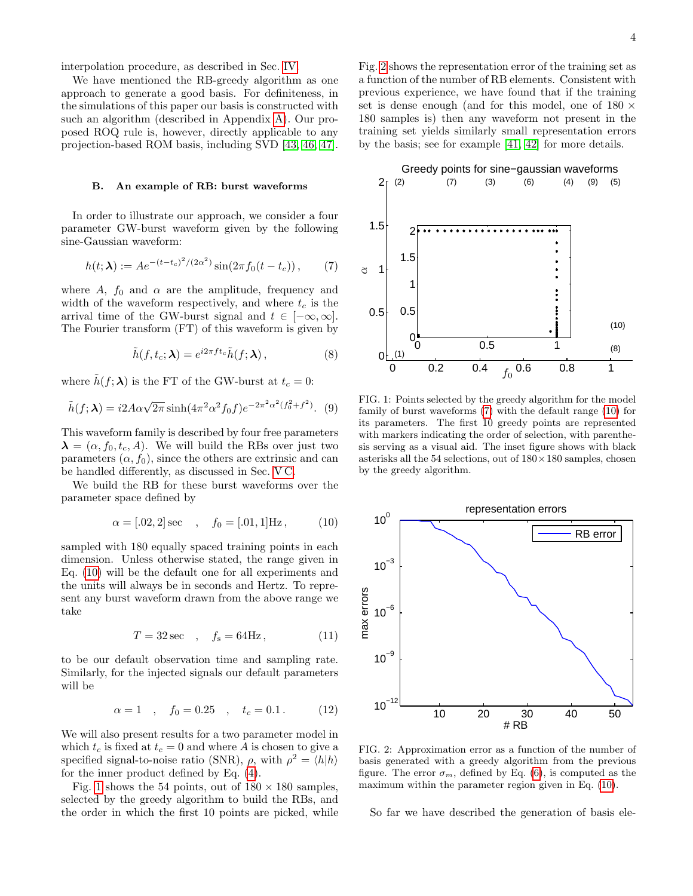interpolation procedure, as described in Sec. IV.

We have mentioned the RB-greedy algorithm as one approach to generate a good basis. For definiteness, in the simulations of this paper our basis is constructed with such an algorithm (described in Appendix A). Our proposed ROQ rule is, however, directly applicable to any projection-based ROM basis, including SVD [43, 46, 47].

### B. An example of RB: burst waveforms

In order to illustrate our approach, we consider a four parameter GW-burst waveform given by the following sine-Gaussian waveform:

$$h(t;\boldsymbol{\lambda}) := Ae^{-(t-t_c)^2/(2\alpha^2)}\sin(2\pi f_0(t-t_c))\,, \qquad (7)$$

where $A$, $f_0$ and $\alpha$ are the amplitude, frequency and width of the waveform respectively, and where $t_c$ is the arrival time of the GW-burst signal and $t \in [-\infty, \infty]$. The Fourier transform (FT) of this waveform is given by

$$\tilde{h}(f, t_c; \boldsymbol{\lambda}) = e^{i2\pi f t_c}\tilde{h}(f; \boldsymbol{\lambda})\,, \qquad (8)$$

where $\tilde{h}(f;\boldsymbol{\lambda})$ is the FT of the GW-burst at $t_c = 0$:

$$\tilde{h}(f;\boldsymbol{\lambda}) = i2A\alpha\sqrt{2\pi}\sinh(4\pi^2\alpha^2 f_0 f)e^{-2\pi^2\alpha^2(f_0^2+f^2)}. \qquad (9)$$

This waveform family is described by four free parameters $\boldsymbol{\lambda} = (\alpha, f_0, t_c, A)$. We will build the RBs over just two parameters $(\alpha, f_0)$, since the others are extrinsic and can be handled differently, as discussed in Sec. V C.

We build the RB for these burst waveforms over the parameter space defined by

$$\alpha = [.02, 2]\,\text{sec} \quad , \quad f_0 = [.01, 1]\text{Hz}\,, \qquad (10)$$

sampled with 180 equally spaced training points in each dimension. Unless otherwise stated, the range given in Eq. (10) will be the default one for all experiments and the units will always be in seconds and Hertz. To represent any burst waveform drawn from the above range we take

$$T = 32\,\text{sec} \quad , \quad f_\text{s} = 64\text{Hz}\,, \qquad (11)$$

to be our default observation time and sampling rate. Similarly, for the injected signals our default parameters will be

$$\alpha = 1 \quad , \quad f_0 = 0.25 \quad , \quad t_c = 0.1\,. \qquad (12)$$

We will also present results for a two parameter model in which $t_c$ is fixed at $t_c = 0$ and where $A$ is chosen to give a specified signal-to-noise ratio (SNR), $\rho$, with $\rho^2 = \langle h|h\rangle$ for the inner product defined by Eq. (4).

Fig. 1 shows the 54 points, out of $180 \times 180$ samples, selected by the greedy algorithm to build the RBs, and the order in which the first 10 points are picked, while Fig. 2 shows the representation error of the training set as a function of the number of RB elements. Consistent with previous experience, we have found that if the training set is dense enough (and for this model, one of $180 \times 180$ samples is) then any waveform not present in the training set yields similarly small representation errors by the basis; see for example [41, 42] for more details.

FIG. 1: Points selected by the greedy algorithm for the model family of burst waveforms (7) with the default range (10) for its parameters. The first 10 greedy points are represented with markers indicating the order of selection, with parenthesis serving as a visual aid. The inset figure shows with black asterisks all the 54 selections, out of $180 \times 180$ samples, chosen by the greedy algorithm.

FIG. 2: Approximation error as a function of the number of basis generated with a greedy algorithm from the previous figure. The error $\sigma_m$, defined by Eq. (6), is computed as the maximum within the parameter region given in Eq. (10).

So far we have described the generation of basis ele-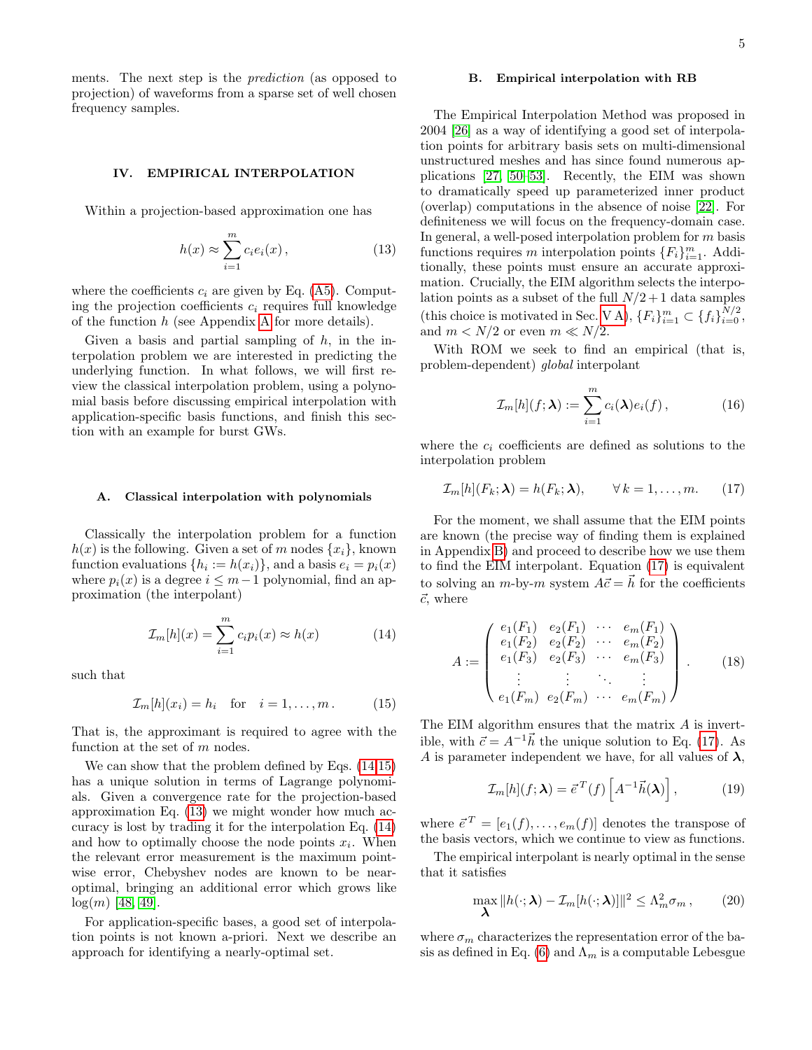ments. The next step is the *prediction* (as opposed to projection) of waveforms from a sparse set of well chosen frequency samples.

## IV. EMPIRICAL INTERPOLATION

Within a projection-based approximation one has

$$h(x) \approx \sum_{i=1}^{m} c_i e_i(x)\,, \tag{13}$$

where the coefficients $c_i$ are given by Eq. (A5). Computing the projection coefficients $c_i$ requires full knowledge of the function $h$ (see Appendix A for more details).

Given a basis and partial sampling of $h$, in the interpolation problem we are interested in predicting the underlying function. In what follows, we will first review the classical interpolation problem, using a polynomial basis before discussing empirical interpolation with application-specific basis functions, and finish this section with an example for burst GWs.

### A. Classical interpolation with polynomials

Classically the interpolation problem for a function $h(x)$ is the following. Given a set of $m$ nodes $\{x_i\}$, known function evaluations $\{h_i := h(x_i)\}$, and a basis $e_i = p_i(x)$ where $p_i(x)$ is a degree $i \le m-1$ polynomial, find an approximation (the interpolant)

$$\mathcal{I}_m[h](x) = \sum_{i=1}^{m} c_i p_i(x) \approx h(x) \tag{14}$$

such that

$$\mathcal{I}_m[h](x_i) = h_i \quad \text{for} \quad i = 1, \ldots, m\,. \tag{15}$$

That is, the approximant is required to agree with the function at the set of $m$ nodes.

We can show that the problem defined by Eqs. (14-15) has a unique solution in terms of Lagrange polynomials. Given a convergence rate for the projection-based approximation Eq. (13) we might wonder how much accuracy is lost by trading it for the interpolation Eq. (14) and how to optimally choose the node points $x_i$. When the relevant error measurement is the maximum pointwise error, Chebyshev nodes are known to be near-optimal, bringing an additional error which grows like $\log(m)$ [48, 49].

For application-specific bases, a good set of interpolation points is not known a-priori. Next we describe an approach for identifying a nearly-optimal set.

### B. Empirical interpolation with RB

The Empirical Interpolation Method was proposed in 2004 [26] as a way of identifying a good set of interpolation points for arbitrary basis sets on multi-dimensional unstructured meshes and has since found numerous applications [27, 50–53]. Recently, the EIM was shown to dramatically speed up parameterized inner product (overlap) computations in the absence of noise [22]. For definiteness we will focus on the frequency-domain case. In general, a well-posed interpolation problem for $m$ basis functions requires $m$ interpolation points $\{F_i\}_{i=1}^m$. Additionally, these points must ensure an accurate approximation. Crucially, the EIM algorithm selects the interpolation points as a subset of the full $N/2+1$ data samples (this choice is motivated in Sec. V A), $\{F_i\}_{i=1}^m \subset \{f_i\}_{i=0}^{N/2}$, and $m < N/2$ or even $m \ll N/2$.

With ROM we seek to find an empirical (that is, problem-dependent) *global* interpolant

$$\mathcal{I}_m[h](f;\boldsymbol{\lambda}) := \sum_{i=1}^{m} c_i(\boldsymbol{\lambda}) e_i(f)\,, \tag{16}$$

where the $c_i$ coefficients are defined as solutions to the interpolation problem

$$\mathcal{I}_m[h](F_k;\boldsymbol{\lambda}) = h(F_k;\boldsymbol{\lambda}), \qquad \forall\, k = 1, \ldots, m. \tag{17}$$

For the moment, we shall assume that the EIM points are known (the precise way of finding them is explained in Appendix B) and proceed to describe how we use them to find the EIM interpolant. Equation (17) is equivalent to solving an $m$-by-$m$ system $A\vec{c} = \vec{h}$ for the coefficients $\vec{c}$, where

$$A := \begin{pmatrix} e_1(F_1) & e_2(F_1) & \cdots & e_m(F_1) \\ e_1(F_2) & e_2(F_2) & \cdots & e_m(F_2) \\ e_1(F_3) & e_2(F_3) & \cdots & e_m(F_3) \\ \vdots & \vdots & \ddots & \vdots \\ e_1(F_m) & e_2(F_m) & \cdots & e_m(F_m) \end{pmatrix}. \tag{18}$$

The EIM algorithm ensures that the matrix $A$ is invertible, with $\vec{c} = A^{-1}\vec{h}$ the unique solution to Eq. (17). As $A$ is parameter independent we have, for all values of $\boldsymbol{\lambda}$,

$$\mathcal{I}_m[h](f;\boldsymbol{\lambda}) = \vec{e}^{\,T}(f)\left[A^{-1}\vec{h}(\boldsymbol{\lambda})\right], \tag{19}$$

where $\vec{e}^{\,T} = [e_1(f), \ldots, e_m(f)]$ denotes the transpose of the basis vectors, which we continue to view as functions.

The empirical interpolant is nearly optimal in the sense that it satisfies

$$\max_{\boldsymbol{\lambda}} \|h(\cdot;\boldsymbol{\lambda}) - \mathcal{I}_m[h(\cdot;\boldsymbol{\lambda})]\|^2 \le \Lambda_m^2 \sigma_m\,, \tag{20}$$

where $\sigma_m$ characterizes the representation error of the basis as defined in Eq. (6) and $\Lambda_m$ is a computable Lebesgue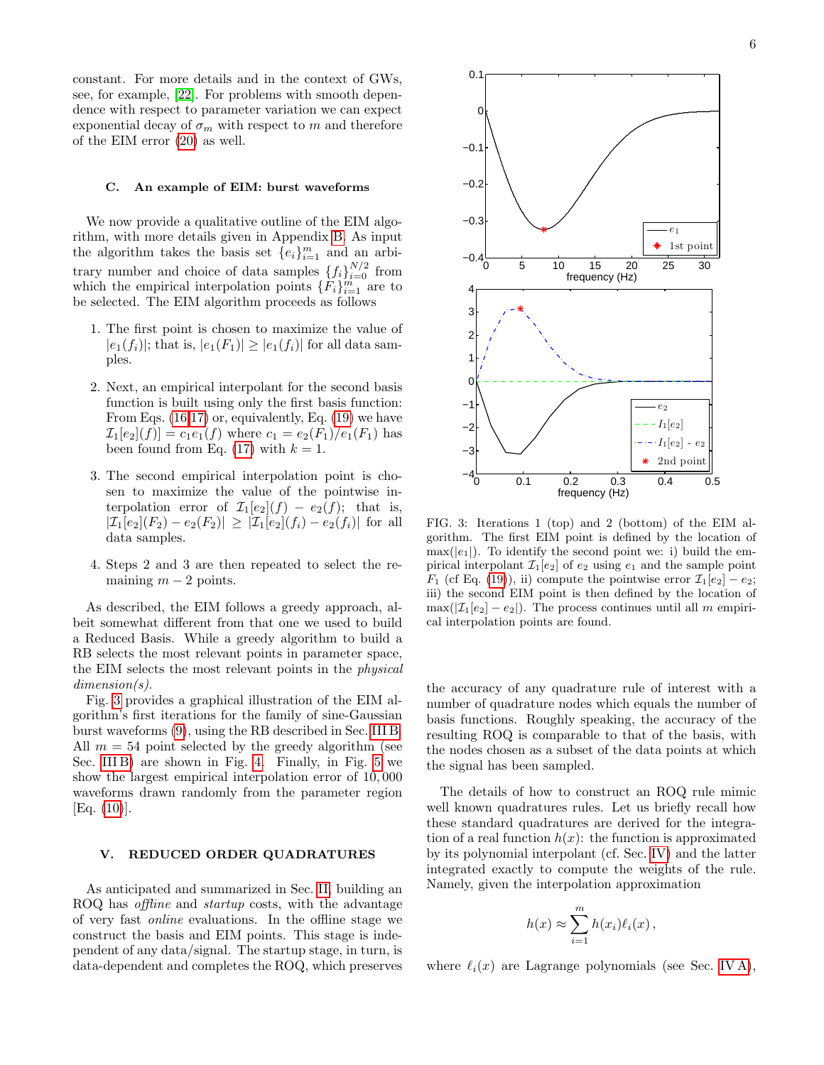constant. For more details and in the context of GWs, see, for example, [22]. For problems with smooth dependence with respect to parameter variation we can expect exponential decay of $\sigma_m$ with respect to $m$ and therefore of the EIM error (20) as well.

### C. An example of EIM: burst waveforms

We now provide a qualitative outline of the EIM algorithm, with more details given in Appendix B. As input the algorithm takes the basis set $\{e_i\}_{i=1}^m$ and an arbitrary number and choice of data samples $\{f_i\}_{i=0}^{N/2}$ from which the empirical interpolation points $\{F_i\}_{i=1}^m$ are to be selected. The EIM algorithm proceeds as follows

1. The first point is chosen to maximize the value of $|e_1(f_i)|$; that is, $|e_1(F_1)| \geq |e_1(f_i)|$ for all data samples.
2. Next, an empirical interpolant for the second basis function is built using only the first basis function: From Eqs. (16,17) or, equivalently, Eq. (19) we have $\mathcal{I}_1[e_2](f)] = c_1 e_1(f)$ where $c_1 = e_2(F_1)/e_1(F_1)$ has been found from Eq. (17) with $k=1$.
3. The second empirical interpolation point is chosen to maximize the value of the pointwise interpolation error of $\mathcal{I}_1[e_2](f) - e_2(f)$; that is, $|\mathcal{I}_1[e_2](F_2) - e_2(F_2)| \geq |\mathcal{I}_1[e_2](f_i) - e_2(f_i)|$ for all data samples.
4. Steps 2 and 3 are then repeated to select the remaining $m-2$ points.

As described, the EIM follows a greedy approach, albeit somewhat different from that one we used to build a Reduced Basis. While a greedy algorithm to build a RB selects the most relevant points in parameter space, the EIM selects the most relevant points in the *physical dimension(s)*.

Fig. 3 provides a graphical illustration of the EIM algorithm's first iterations for the family of sine-Gaussian burst waveforms (9), using the RB described in Sec. III B. All $m = 54$ point selected by the greedy algorithm (see Sec. III B) are shown in Fig. 4. Finally, in Fig. 5 we show the largest empirical interpolation error of 10,000 waveforms drawn randomly from the parameter region [Eq. (10)].

FIG. 3: Iterations 1 (top) and 2 (bottom) of the EIM algorithm. The first EIM point is defined by the location of $\max(|e_1|)$. To identify the second point we: i) build the empirical interpolant $\mathcal{I}_1[e_2]$ of $e_2$ using $e_1$ and the sample point $F_1$ (cf Eq. (19)), ii) compute the pointwise error $\mathcal{I}_1[e_2] - e_2$; iii) the second EIM point is then defined by the location of $\max(|\mathcal{I}_1[e_2] - e_2|)$. The process continues until all $m$ empirical interpolation points are found.

## V. REDUCED ORDER QUADRATURES

As anticipated and summarized in Sec. II, building an ROQ has *offline* and *startup* costs, with the advantage of very fast *online* evaluations. In the offline stage we construct the basis and EIM points. This stage is independent of any data/signal. The startup stage, in turn, is data-dependent and completes the ROQ, which preserves the accuracy of any quadrature rule of interest with a number of quadrature nodes which equals the number of basis functions. Roughly speaking, the accuracy of the resulting ROQ is comparable to that of the basis, with the nodes chosen as a subset of the data points at which the signal has been sampled.

The details of how to construct an ROQ rule mimic well known quadratures rules. Let us briefly recall how these standard quadratures are derived for the integration of a real function $h(x)$: the function is approximated by its polynomial interpolant (cf. Sec. IV) and the latter integrated exactly to compute the weights of the rule. Namely, given the interpolation approximation

$$h(x) \approx \sum_{i=1}^{m} h(x_i)\ell_i(x)\,,$$

where $\ell_i(x)$ are Lagrange polynomials (see Sec. IV A),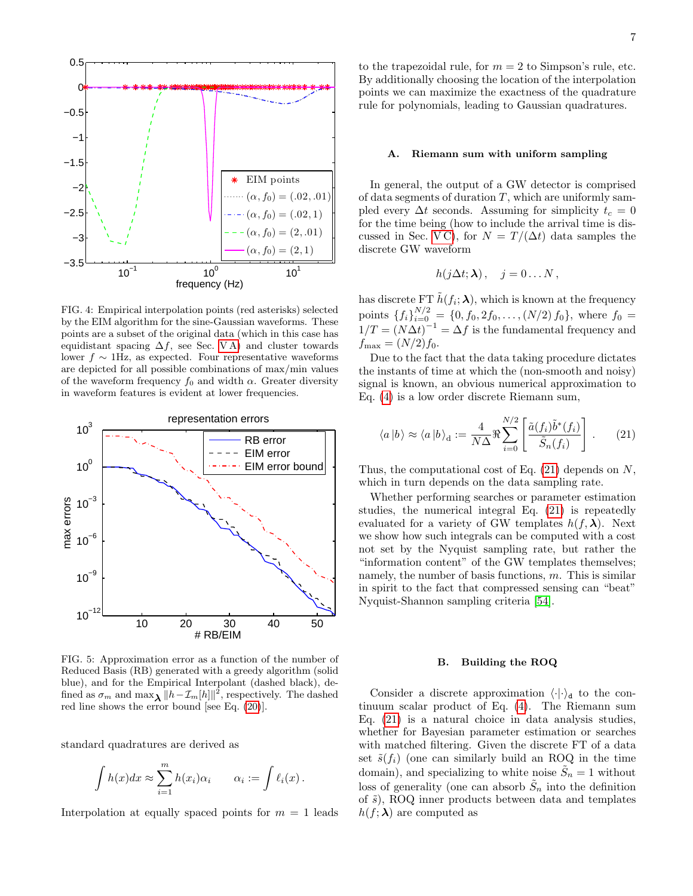FIG. 4: Empirical interpolation points (red asterisks) selected by the EIM algorithm for the sine-Gaussian waveforms. These points are a subset of the original data (which in this case has equidistant spacing $\Delta f$, see Sec. V A) and cluster towards lower $f \sim 1$Hz, as expected. Four representative waveforms are depicted for all possible combinations of max/min values of the waveform frequency $f_0$ and width $\alpha$. Greater diversity in waveform features is evident at lower frequencies.

FIG. 5: Approximation error as a function of the number of Reduced Basis (RB) generated with a greedy algorithm (solid blue), and for the Empirical Interpolant (dashed black), defined as $\sigma_m$ and $\max_{\boldsymbol{\lambda}} \|h - \mathcal{I}_m[h]\|^2$, respectively. The dashed red line shows the error bound [see Eq. (20)].

standard quadratures are derived as

$$\int h(x)dx \approx \sum_{i=1}^{m} h(x_i)\alpha_i \qquad \alpha_i := \int \ell_i(x)\,.$$

Interpolation at equally spaced points for $m = 1$ leads to the trapezoidal rule, for $m = 2$ to Simpson's rule, etc. By additionally choosing the location of the interpolation points we can maximize the exactness of the quadrature rule for polynomials, leading to Gaussian quadratures.

### A. Riemann sum with uniform sampling

In general, the output of a GW detector is comprised of data segments of duration $T$, which are uniformly sampled every $\Delta t$ seconds. Assuming for simplicity $t_c = 0$ for the time being (how to include the arrival time is discussed in Sec. V C), for $N = T/(\Delta t)$ data samples the discrete GW waveform

$$h(j\Delta t; \boldsymbol{\lambda})\,, \quad j = 0 \ldots N\,,$$

has discrete FT $\tilde{h}(f_i; \boldsymbol{\lambda})$, which is known at the frequency points $\{f_i\}_{i=0}^{N/2} = \{0, f_0, 2f_0, \ldots, (N/2)\, f_0\}$, where $f_0 = 1/T = (N\Delta t)^{-1} = \Delta f$ is the fundamental frequency and $f_{\max} = (N/2) f_0$.

Due to the fact that the data taking procedure dictates the instants of time at which the (non-smooth and noisy) signal is known, an obvious numerical approximation to Eq. (4) is a low order discrete Riemann sum,

$$\langle a\,|b\rangle \approx \langle a\,|b\rangle_{\mathrm{d}} := \frac{4}{N\Delta}\Re\sum_{i=0}^{N/2}\left[\frac{\tilde{a}(f_i)\tilde{b}^*(f_i)}{\tilde{S}_n(f_i)}\right]\,. \qquad (21)$$

Thus, the computational cost of Eq. (21) depends on $N$, which in turn depends on the data sampling rate.

Whether performing searches or parameter estimation studies, the numerical integral Eq. (21) is repeatedly evaluated for a variety of GW templates $h(f, \boldsymbol{\lambda})$. Next we show how such integrals can be computed with a cost not set by the Nyquist sampling rate, but rather the "information content" of the GW templates themselves; namely, the number of basis functions, $m$. This is similar in spirit to the fact that compressed sensing can "beat" Nyquist-Shannon sampling criteria [54].

### B. Building the ROQ

Consider a discrete approximation $\langle\cdot|\cdot\rangle_{\mathtt{d}}$ to the continuum scalar product of Eq. (4). The Riemann sum Eq. (21) is a natural choice in data analysis studies, whether for Bayesian parameter estimation or searches with matched filtering. Given the discrete FT of a data set $\tilde{s}(f_i)$ (one can similarly build an ROQ in the time domain), and specializing to white noise $\tilde{S}_n = 1$ without loss of generality (one can absorb $\tilde{S}_n$ into the definition of $\tilde{s}$), ROQ inner products between data and templates $h(f; \boldsymbol{\lambda})$ are computed as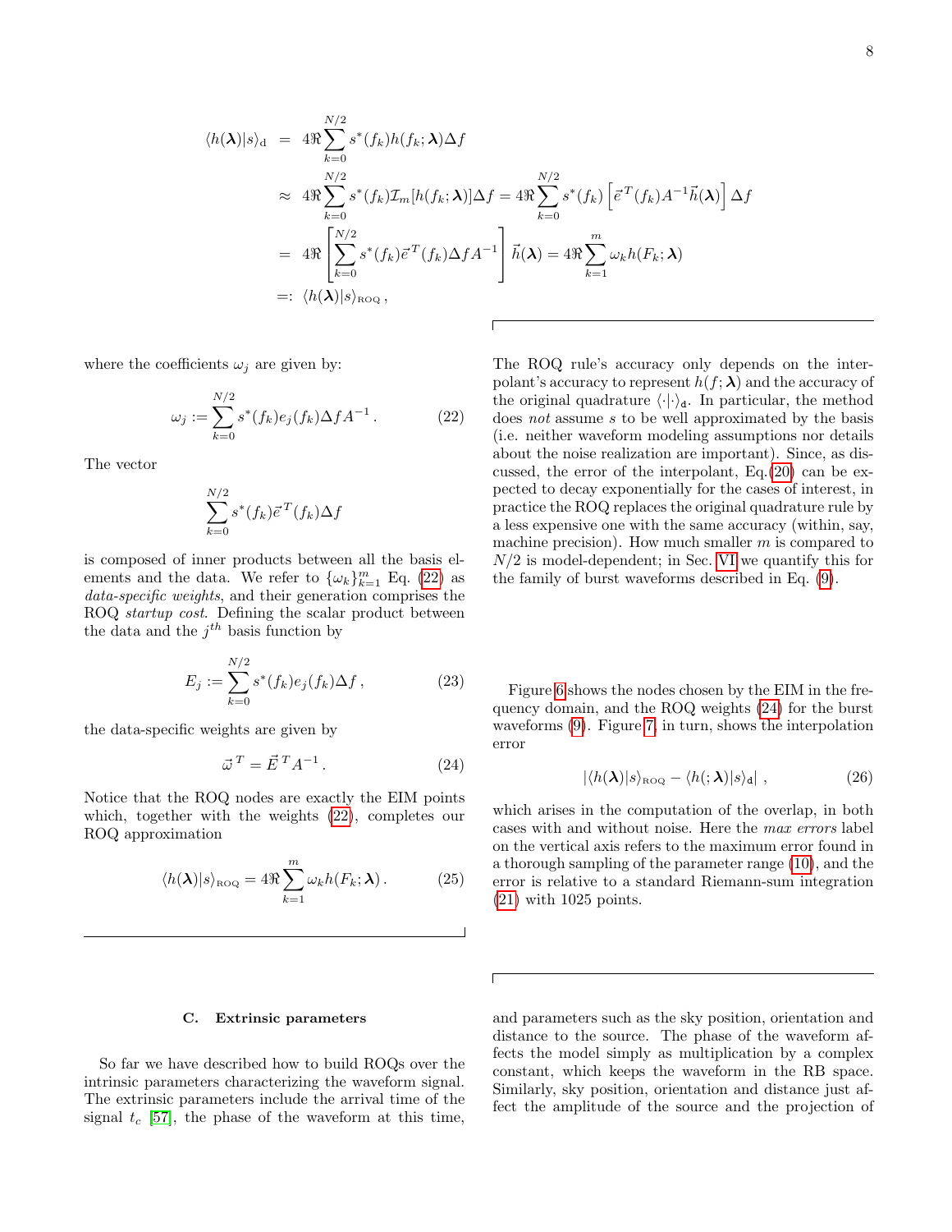$$
\begin{aligned}
\langle h(\boldsymbol{\lambda})|s\rangle_{\mathrm{d}} &= 4\Re\sum_{k=0}^{N/2} s^*(f_k)h(f_k;\boldsymbol{\lambda})\Delta f \\
&\approx 4\Re\sum_{k=0}^{N/2} s^*(f_k)\mathcal{I}_m[h(f_k;\boldsymbol{\lambda})]\Delta f = 4\Re\sum_{k=0}^{N/2} s^*(f_k)\left[\vec{e}^{\,T}(f_k)A^{-1}\vec{h}(\boldsymbol{\lambda})\right]\Delta f \\
&= 4\Re\left[\sum_{k=0}^{N/2} s^*(f_k)\vec{e}^{\,T}(f_k)\Delta f A^{-1}\right]\vec{h}(\boldsymbol{\lambda}) = 4\Re\sum_{k=1}^{m}\omega_k h(F_k;\boldsymbol{\lambda}) \\
&=: \langle h(\boldsymbol{\lambda})|s\rangle_{\mathrm{ROQ}}\,,
\end{aligned}
$$

where the coefficients $\omega_j$ are given by:

$$
\omega_j := \sum_{k=0}^{N/2} s^*(f_k)e_j(f_k)\Delta f A^{-1}\,. \tag{22}
$$

The vector

$$
\sum_{k=0}^{N/2} s^*(f_k)\vec{e}^{\,T}(f_k)\Delta f
$$

is composed of inner products between all the basis elements and the data. We refer to $\{\omega_k\}_{k=1}^m$ Eq. (22) as *data-specific weights*, and their generation comprises the ROQ *startup cost*. Defining the scalar product between the data and the $j^{th}$ basis function by

$$
E_j := \sum_{k=0}^{N/2} s^*(f_k)e_j(f_k)\Delta f\,, \tag{23}
$$

the data-specific weights are given by

$$
\vec{\omega}^{\,T} = \vec{E}^{\,T}A^{-1}\,. \tag{24}
$$

Notice that the ROQ nodes are exactly the EIM points which, together with the weights (22), completes our ROQ approximation

$$
\langle h(\boldsymbol{\lambda})|s\rangle_{\mathrm{ROQ}} = 4\Re\sum_{k=1}^{m}\omega_k h(F_k;\boldsymbol{\lambda})\,. \tag{25}
$$

The ROQ rule's accuracy only depends on the interpolant's accuracy to represent $h(f;\boldsymbol{\lambda})$ and the accuracy of the original quadrature $\langle\cdot|\cdot\rangle_{\mathtt{d}}$. In particular, the method does *not* assume $s$ to be well approximated by the basis (i.e. neither waveform modeling assumptions nor details about the noise realization are important). Since, as discussed, the error of the interpolant, Eq.(20) can be expected to decay exponentially for the cases of interest, in practice the ROQ replaces the original quadrature rule by a less expensive one with the same accuracy (within, say, machine precision). How much smaller $m$ is compared to $N/2$ is model-dependent; in Sec. VI we quantify this for the family of burst waveforms described in Eq. (9).

Figure 6 shows the nodes chosen by the EIM in the frequency domain, and the ROQ weights (24) for the burst waveforms (9). Figure 7, in turn, shows the interpolation error

$$
|\langle h(\boldsymbol{\lambda})|s\rangle_{\mathrm{ROQ}} - \langle h(;\boldsymbol{\lambda})|s\rangle_{\mathtt{d}}|\;, \tag{26}
$$

which arises in the computation of the overlap, in both cases with and without noise. Here the *max errors* label on the vertical axis refers to the maximum error found in a thorough sampling of the parameter range (10), and the error is relative to a standard Riemann-sum integration (21) with 1025 points.

### C. Extrinsic parameters

So far we have described how to build ROQs over the intrinsic parameters characterizing the waveform signal. The extrinsic parameters include the arrival time of the signal $t_c$ [57], the phase of the waveform at this time, and parameters such as the sky position, orientation and distance to the source. The phase of the waveform affects the model simply as multiplication by a complex constant, which keeps the waveform in the RB space. Similarly, sky position, orientation and distance just affect the amplitude of the source and the projection of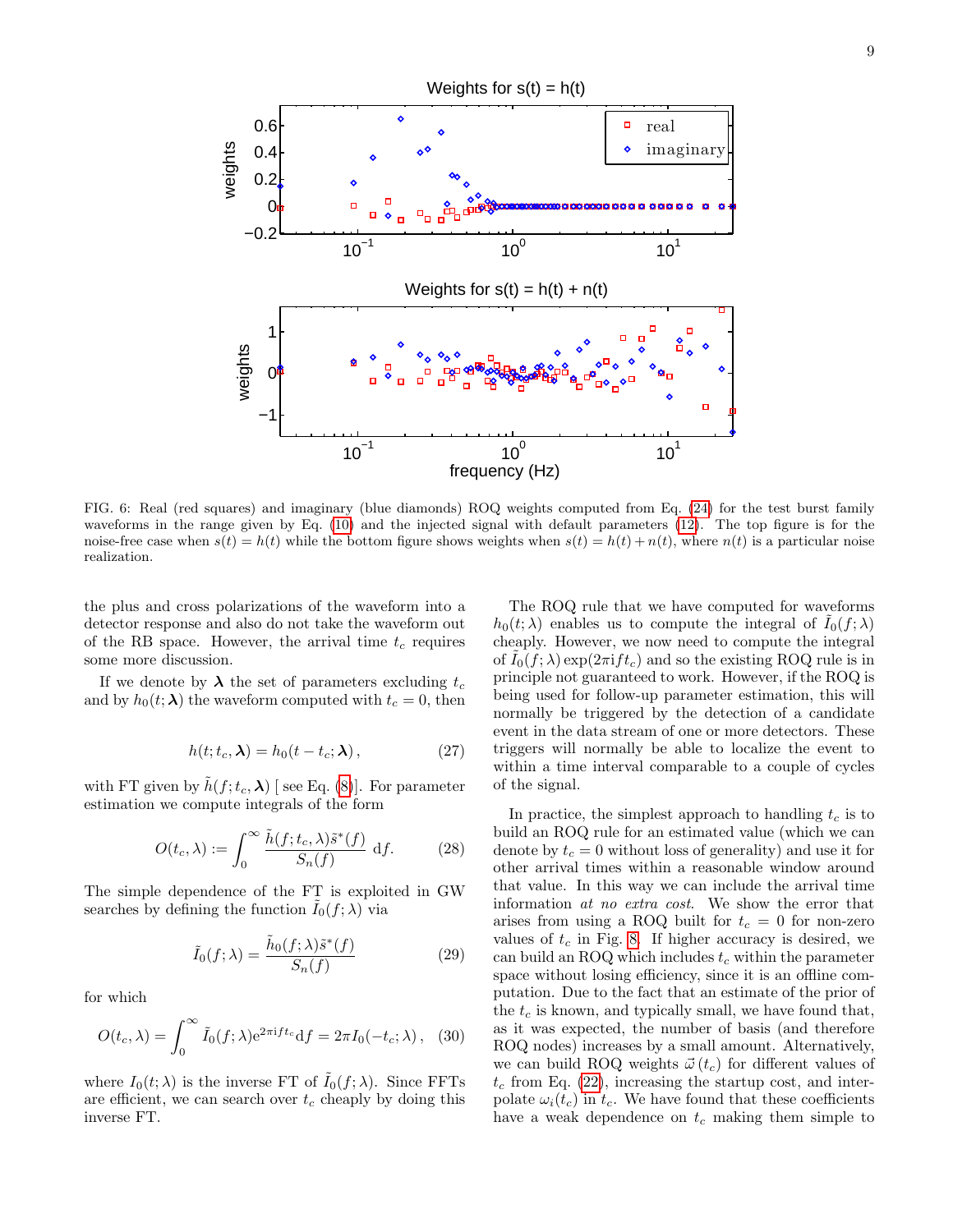FIG. 6: Real (red squares) and imaginary (blue diamonds) ROQ weights computed from Eq. (24) for the test burst family waveforms in the range given by Eq. (10) and the injected signal with default parameters (12). The top figure is for the noise-free case when $s(t) = h(t)$ while the bottom figure shows weights when $s(t) = h(t) + n(t)$, where $n(t)$ is a particular noise realization.

the plus and cross polarizations of the waveform into a detector response and also do not take the waveform out of the RB space. However, the arrival time $t_c$ requires some more discussion.

If we denote by $\boldsymbol{\lambda}$ the set of parameters excluding $t_c$ and by $h_0(t; \boldsymbol{\lambda})$ the waveform computed with $t_c = 0$, then

$$h(t; t_c, \boldsymbol{\lambda}) = h_0(t - t_c; \boldsymbol{\lambda})\,, \tag{27}$$

with FT given by $\tilde{h}(f; t_c, \boldsymbol{\lambda})$ [ see Eq. (8)]. For parameter estimation we compute integrals of the form

$$O(t_c, \lambda) := \int_0^\infty \frac{\tilde{h}(f; t_c, \lambda)\tilde{s}^*(f)}{S_n(f)}\ \mathrm{d}f. \tag{28}$$

The simple dependence of the FT is exploited in GW searches by defining the function $\tilde{I}_0(f; \lambda)$ via

$$\tilde{I}_0(f; \lambda) = \frac{\tilde{h}_0(f; \lambda)\tilde{s}^*(f)}{S_n(f)} \tag{29}$$

for which

$$O(t_c, \lambda) = \int_0^\infty \tilde{I}_0(f; \lambda)\mathrm{e}^{2\pi \mathrm{i} f t_c}\mathrm{d}f = 2\pi I_0(-t_c; \lambda)\,, \tag{30}$$

where $I_0(t; \lambda)$ is the inverse FT of $\tilde{I}_0(f; \lambda)$. Since FFTs are efficient, we can search over $t_c$ cheaply by doing this inverse FT.

The ROQ rule that we have computed for waveforms $h_0(t; \lambda)$ enables us to compute the integral of $\tilde{I}_0(f; \lambda)$ cheaply. However, we now need to compute the integral of $\tilde{I}_0(f; \lambda)\exp(2\pi \mathrm{i} f t_c)$ and so the existing ROQ rule is in principle not guaranteed to work. However, if the ROQ is being used for follow-up parameter estimation, this will normally be triggered by the detection of a candidate event in the data stream of one or more detectors. These triggers will normally be able to localize the event to within a time interval comparable to a couple of cycles of the signal.

In practice, the simplest approach to handling $t_c$ is to build an ROQ rule for an estimated value (which we can denote by $t_c = 0$ without loss of generality) and use it for other arrival times within a reasonable window around that value. In this way we can include the arrival time information *at no extra cost*. We show the error that arises from using a ROQ built for $t_c = 0$ for non-zero values of $t_c$ in Fig. 8. If higher accuracy is desired, we can build an ROQ which includes $t_c$ within the parameter space without losing efficiency, since it is an offline computation. Due to the fact that an estimate of the prior of the $t_c$ is known, and typically small, we have found that, as it was expected, the number of basis (and therefore ROQ nodes) increases by a small amount. Alternatively, we can build ROQ weights $\vec{\omega}\,(t_c)$ for different values of $t_c$ from Eq. (22), increasing the startup cost, and interpolate $\omega_i(t_c)$ in $t_c$. We have found that these coefficients have a weak dependence on $t_c$ making them simple to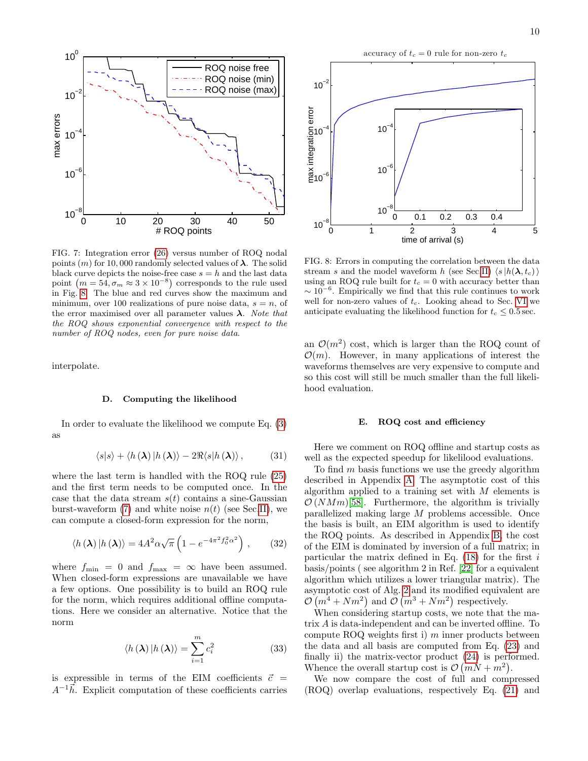FIG. 7: Integration error (26) versus number of ROQ nodal points ($m$) for 10,000 randomly selected values of $\boldsymbol{\lambda}$. The solid black curve depicts the noise-free case $s = h$ and the last data point $\left(m = 54, \sigma_m \approx 3 \times 10^{-8}\right)$ corresponds to the rule used in Fig. 8. The blue and red curves show the maximum and minimum, over 100 realizations of pure noise data, $s = n$, of the error maximised over all parameter values $\boldsymbol{\lambda}$. *Note that the ROQ shows exponential convergence with respect to the number of ROQ nodes, even for pure noise data.*

FIG. 8: Errors in computing the correlation between the data stream $s$ and the model waveform $h$ (see Sec II) $\langle s \,|h(\boldsymbol{\lambda}, t_c)\rangle$ using an ROQ rule built for $t_c = 0$ with accuracy better than $\sim 10^{-6}$. Empirically we find that this rule continues to work well for non-zero values of $t_c$. Looking ahead to Sec. VI we anticipate evaluating the likelihood function for $t_c \leq 0.5\,$sec.

interpolate.

### D. Computing the likelihood

In order to evaluate the likelihood we compute Eq. (3) as

$$\langle s|s\rangle + \langle h\left(\boldsymbol{\lambda}\right)|h\left(\boldsymbol{\lambda}\right)\rangle - 2\Re\langle s|h\left(\boldsymbol{\lambda}\right)\rangle\,, \tag{31}$$

where the last term is handled with the ROQ rule (25) and the first term needs to be computed once. In the case that the data stream $s(t)$ contains a sine-Gaussian burst-waveform (7) and white noise $n(t)$ (see Sec II), we can compute a closed-form expression for the norm,

$$\langle h\left(\boldsymbol{\lambda}\right)|h\left(\boldsymbol{\lambda}\right)\rangle = 4A^2\alpha\sqrt{\pi}\left(1 - e^{-4\pi^2 f_0^2\alpha^2}\right)\,, \tag{32}$$

where $f_{\min} = 0$ and $f_{\max} = \infty$ have been assumed. When closed-form expressions are unavailable we have a few options. One possibility is to build an ROQ rule for the norm, which requires additional offline computations. Here we consider an alternative. Notice that the norm

$$\langle h\left(\boldsymbol{\lambda}\right)|h\left(\boldsymbol{\lambda}\right)\rangle = \sum_{i=1}^{m} c_i^2 \tag{33}$$

is expressible in terms of the EIM coefficients $\vec{c} = A^{-1}\vec{h}$. Explicit computation of these coefficients carries an $\mathcal{O}(m^2)$ cost, which is larger than the ROQ count of $\mathcal{O}(m)$. However, in many applications of interest the waveforms themselves are very expensive to compute and so this cost will still be much smaller than the full likelihood evaluation.

### E. ROQ cost and efficiency

Here we comment on ROQ offline and startup costs as well as the expected speedup for likelihood evaluations.

To find $m$ basis functions we use the greedy algorithm described in Appendix A. The asymptotic cost of this algorithm applied to a training set with $M$ elements is $\mathcal{O}\left(NMm\right)$[58]. Furthermore, the algorithm is trivially parallelized making large $M$ problems accessible. Once the basis is built, an EIM algorithm is used to identify the ROQ points. As described in Appendix B, the cost of the EIM is dominated by inversion of a full matrix; in particular the matrix defined in Eq. (18) for the first $i$ basis/points ( see algorithm 2 in Ref. [22] for a equivalent algorithm which utilizes a lower triangular matrix). The asymptotic cost of Alg. 2 and its modified equivalent are $\mathcal{O}\left(m^4 + Nm^2\right)$ and $\mathcal{O}\left(m^3 + Nm^2\right)$ respectively.

When considering startup costs, we note that the matrix $A$ is data-independent and can be inverted offline. To compute ROQ weights first i) $m$ inner products between the data and all basis are computed from Eq. (23) and finally ii) the matrix-vector product (24) is performed. Whence the overall startup cost is $\mathcal{O}\left(mN + m^2\right)$.

We now compare the cost of full and compressed (ROQ) overlap evaluations, respectively Eq. (21) and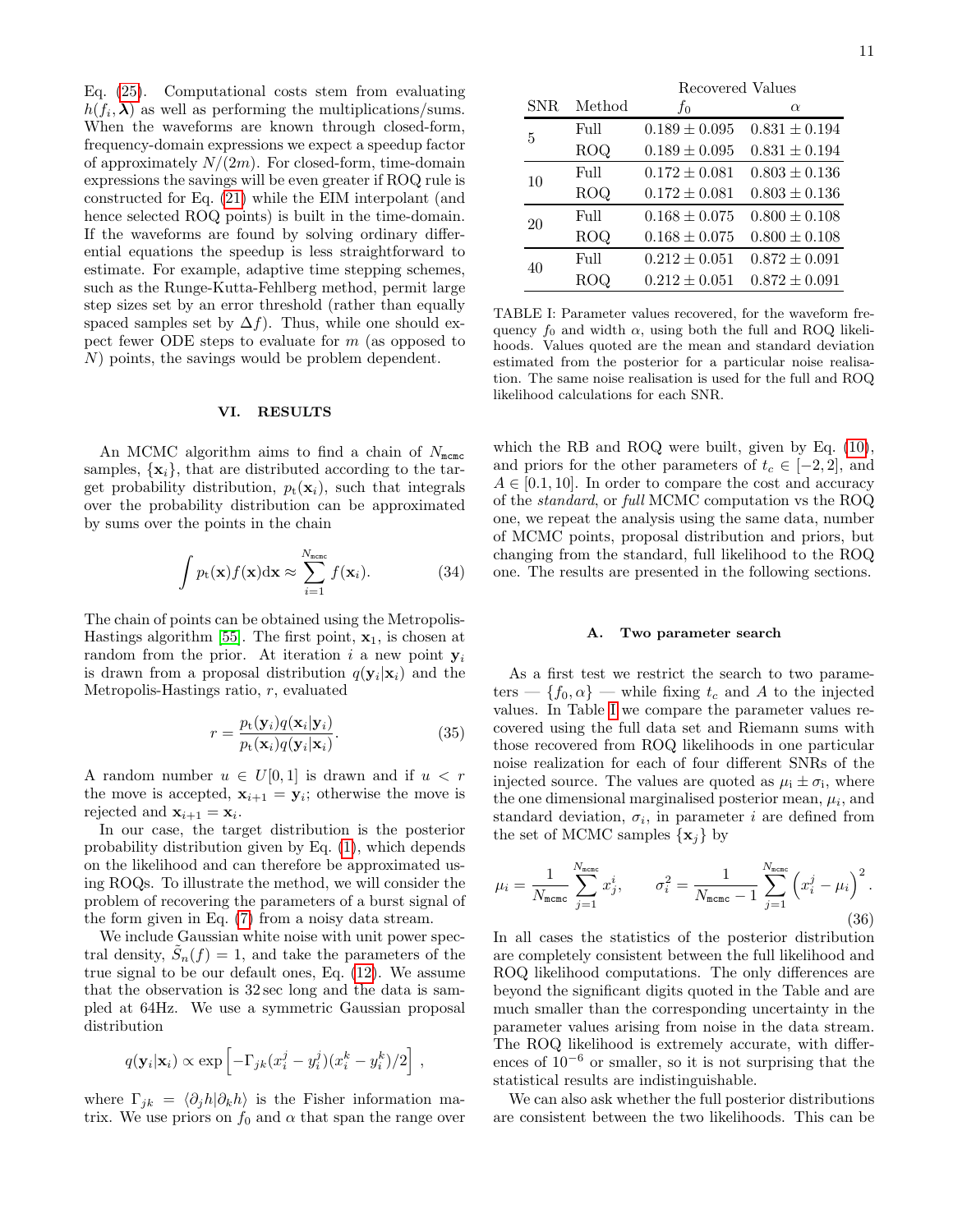Eq. (25). Computational costs stem from evaluating $h(f_i, \boldsymbol{\lambda})$ as well as performing the multiplications/sums. When the waveforms are known through closed-form, frequency-domain expressions we expect a speedup factor of approximately $N/(2m)$. For closed-form, time-domain expressions the savings will be even greater if ROQ rule is constructed for Eq. (21) while the EIM interpolant (and hence selected ROQ points) is built in the time-domain. If the waveforms are found by solving ordinary differential equations the speedup is less straightforward to estimate. For example, adaptive time stepping schemes, such as the Runge-Kutta-Fehlberg method, permit large step sizes set by an error threshold (rather than equally spaced samples set by $\Delta f$). Thus, while one should expect fewer ODE steps to evaluate for $m$ (as opposed to $N$) points, the savings would be problem dependent.

## VI. RESULTS

An MCMC algorithm aims to find a chain of $N_{\texttt{mcmc}}$ samples, $\{\mathbf{x}_i\}$, that are distributed according to the target probability distribution, $p_{\rm t}(\mathbf{x}_i)$, such that integrals over the probability distribution can be approximated by sums over the points in the chain

$$\int p_{\rm t}(\mathbf{x}) f(\mathbf{x}) \mathrm{d}\mathbf{x} \approx \sum_{i=1}^{N_{\texttt{mcmc}}} f(\mathbf{x}_i). \tag{34}$$

The chain of points can be obtained using the Metropolis-Hastings algorithm [55]. The first point, $\mathbf{x}_1$, is chosen at random from the prior. At iteration $i$ a new point $\mathbf{y}_i$ is drawn from a proposal distribution $q(\mathbf{y}_i|\mathbf{x}_i)$ and the Metropolis-Hastings ratio, $r$, evaluated

$$r = \frac{p_{\rm t}(\mathbf{y}_i) q(\mathbf{x}_i|\mathbf{y}_i)}{p_{\rm t}(\mathbf{x}_i) q(\mathbf{y}_i|\mathbf{x}_i)}. \tag{35}$$

A random number $u \in U[0,1]$ is drawn and if $u < r$ the move is accepted, $\mathbf{x}_{i+1} = \mathbf{y}_i$; otherwise the move is rejected and $\mathbf{x}_{i+1} = \mathbf{x}_i$.

In our case, the target distribution is the posterior probability distribution given by Eq. (1), which depends on the likelihood and can therefore be approximated using ROQs. To illustrate the method, we will consider the problem of recovering the parameters of a burst signal of the form given in Eq. (7) from a noisy data stream.

We include Gaussian white noise with unit power spectral density, $\tilde{S}_n(f) = 1$, and take the parameters of the true signal to be our default ones, Eq. (12). We assume that the observation is 32 sec long and the data is sampled at 64Hz. We use a symmetric Gaussian proposal distribution

$$q(\mathbf{y}_i|\mathbf{x}_i) \propto \exp\left[-\Gamma_{jk}(x_i^j - y_i^j)(x_i^k - y_i^k)/2\right],$$

where $\Gamma_{jk} = \langle \partial_j h | \partial_k h \rangle$ is the Fisher information matrix. We use priors on $f_0$ and $\alpha$ that span the range over which the RB and ROQ were built, given by Eq. (10), and priors for the other parameters of $t_c \in [-2, 2]$, and $A \in [0.1, 10]$. In order to compare the cost and accuracy of the *standard*, or *full* MCMC computation vs the ROQ one, we repeat the analysis using the same data, number of MCMC points, proposal distribution and priors, but changing from the standard, full likelihood to the ROQ one. The results are presented in the following sections.

| SNR | Method | Recovered Values $f_0$ | Recovered Values $\alpha$ |
|---|---|---|---|
| 5 | Full | $0.189 \pm 0.095$ | $0.831 \pm 0.194$ |
| | ROQ | $0.189 \pm 0.095$ | $0.831 \pm 0.194$ |
| 10 | Full | $0.172 \pm 0.081$ | $0.803 \pm 0.136$ |
| | ROQ | $0.172 \pm 0.081$ | $0.803 \pm 0.136$ |
| 20 | Full | $0.168 \pm 0.075$ | $0.800 \pm 0.108$ |
| | ROQ | $0.168 \pm 0.075$ | $0.800 \pm 0.108$ |
| 40 | Full | $0.212 \pm 0.051$ | $0.872 \pm 0.091$ |
| | ROQ | $0.212 \pm 0.051$ | $0.872 \pm 0.091$ |

TABLE I: Parameter values recovered, for the waveform frequency $f_0$ and width $\alpha$, using both the full and ROQ likelihoods. Values quoted are the mean and standard deviation estimated from the posterior for a particular noise realisation. The same noise realisation is used for the full and ROQ likelihood calculations for each SNR.

### A. Two parameter search

As a first test we restrict the search to two parameters — $\{f_0, \alpha\}$ — while fixing $t_c$ and $A$ to the injected values. In Table I we compare the parameter values recovered using the full data set and Riemann sums with those recovered from ROQ likelihoods in one particular noise realization for each of four different SNRs of the injected source. The values are quoted as $\mu_i \pm \sigma_i$, where the one dimensional marginalised posterior mean, $\mu_i$, and standard deviation, $\sigma_i$, in parameter $i$ are defined from the set of MCMC samples $\{\mathbf{x}_j\}$ by

$$\mu_i = \frac{1}{N_{\texttt{mcmc}}} \sum_{j=1}^{N_{\texttt{mcmc}}} x_j^i, \qquad \sigma_i^2 = \frac{1}{N_{\texttt{mcmc}} - 1} \sum_{j=1}^{N_{\texttt{mcmc}}} \left(x_i^j - \mu_i\right)^2. \tag{36}$$

In all cases the statistics of the posterior distribution are completely consistent between the full likelihood and ROQ likelihood computations. The only differences are beyond the significant digits quoted in the Table and are much smaller than the corresponding uncertainty in the parameter values arising from noise in the data stream. The ROQ likelihood is extremely accurate, with differences of $10^{-6}$ or smaller, so it is not surprising that the statistical results are indistinguishable.

We can also ask whether the full posterior distributions are consistent between the two likelihoods. This can be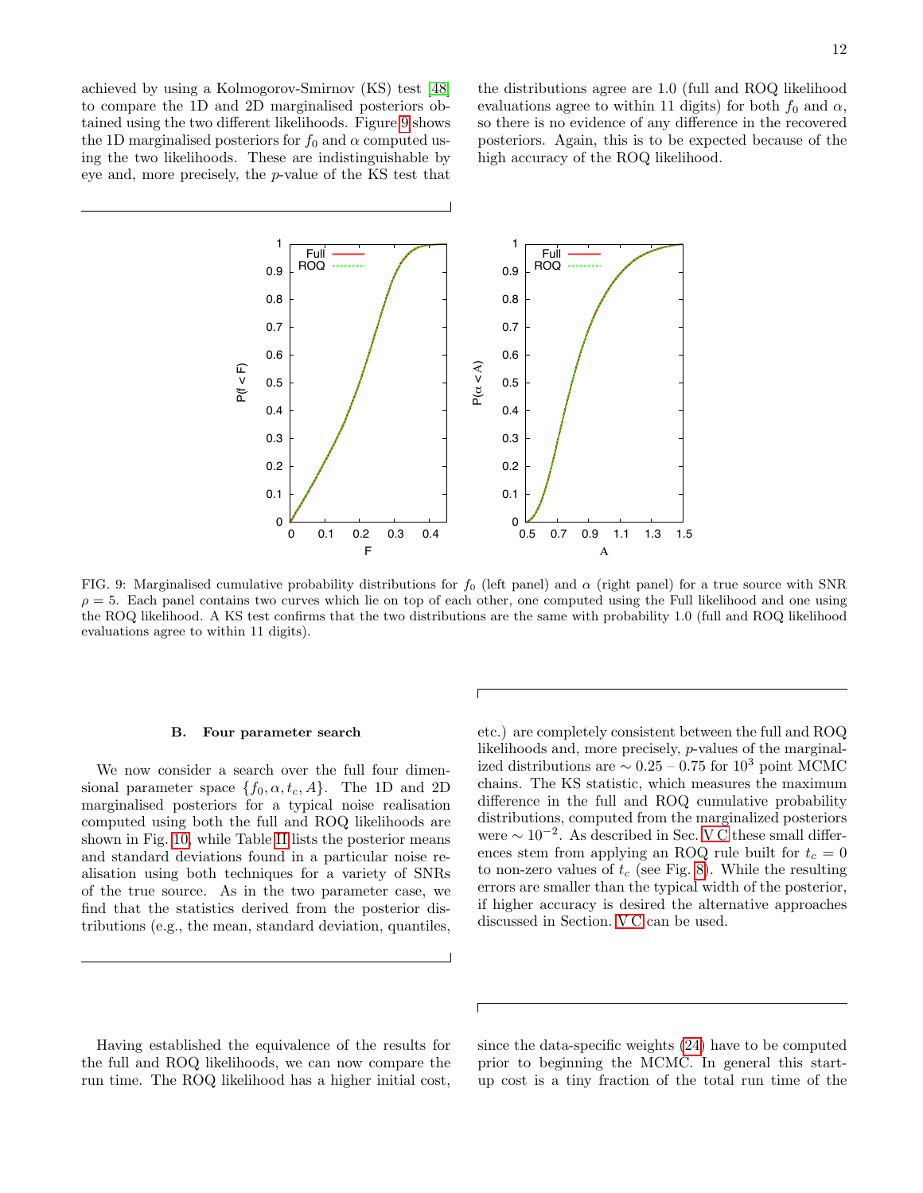achieved by using a Kolmogorov-Smirnov (KS) test [48] to compare the 1D and 2D marginalised posteriors obtained using the two different likelihoods. Figure 9 shows the 1D marginalised posteriors for $f_0$ and $\alpha$ computed using the two likelihoods. These are indistinguishable by eye and, more precisely, the $p$-value of the KS test that the distributions agree are 1.0 (full and ROQ likelihood evaluations agree to within 11 digits) for both $f_0$ and $\alpha$, so there is no evidence of any difference in the recovered posteriors. Again, this is to be expected because of the high accuracy of the ROQ likelihood.

FIG. 9: Marginalised cumulative probability distributions for $f_0$ (left panel) and $\alpha$ (right panel) for a true source with SNR $\rho = 5$. Each panel contains two curves which lie on top of each other, one computed using the Full likelihood and one using the ROQ likelihood. A KS test confirms that the two distributions are the same with probability 1.0 (full and ROQ likelihood evaluations agree to within 11 digits).

### B. Four parameter search

We now consider a search over the full four dimensional parameter space $\{f_0, \alpha, t_c, A\}$. The 1D and 2D marginalised posteriors for a typical noise realisation computed using both the full and ROQ likelihoods are shown in Fig. 10, while Table II lists the posterior means and standard deviations found in a particular noise realisation using both techniques for a variety of SNRs of the true source. As in the two parameter case, we find that the statistics derived from the posterior distributions (e.g., the mean, standard deviation, quantiles, etc.) are completely consistent between the full and ROQ likelihoods and, more precisely, $p$-values of the marginalized distributions are $\sim 0.25$ – $0.75$ for $10^3$ point MCMC chains. The KS statistic, which measures the maximum difference in the full and ROQ cumulative probability distributions, computed from the marginalized posteriors were $\sim 10^{-2}$. As described in Sec. V C these small differences stem from applying an ROQ rule built for $t_c = 0$ to non-zero values of $t_c$ (see Fig. 8). While the resulting errors are smaller than the typical width of the posterior, if higher accuracy is desired the alternative approaches discussed in Section. V C can be used.

Having established the equivalence of the results for the full and ROQ likelihoods, we can now compare the run time. The ROQ likelihood has a higher initial cost, since the data-specific weights (24) have to be computed prior to beginning the MCMC. In general this start-up cost is a tiny fraction of the total run time of the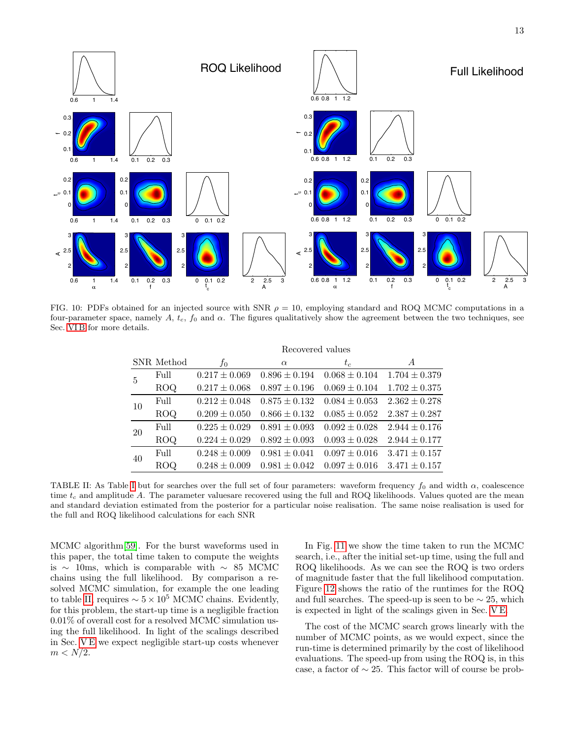FIG. 10: PDFs obtained for an injected source with SNR $\rho = 10$, employing standard and ROQ MCMC computations in a four-parameter space, namely $A$, $t_c$, $f_0$ and $\alpha$. The figures qualitatively show the agreement between the two techniques, see Sec. VI B for more details.

| SNR | Method | Recovered values $f_0$ | $\alpha$ | $t_c$ | $A$ |
|---|---|---|---|---|---|
| 5 | Full | $0.217 \pm 0.069$ | $0.896 \pm 0.194$ | $0.068 \pm 0.104$ | $1.704 \pm 0.379$ |
| | ROQ | $0.217 \pm 0.068$ | $0.897 \pm 0.196$ | $0.069 \pm 0.104$ | $1.702 \pm 0.375$ |
| 10 | Full | $0.212 \pm 0.048$ | $0.875 \pm 0.132$ | $0.084 \pm 0.053$ | $2.362 \pm 0.278$ |
| | ROQ | $0.209 \pm 0.050$ | $0.866 \pm 0.132$ | $0.085 \pm 0.052$ | $2.387 \pm 0.287$ |
| 20 | Full | $0.225 \pm 0.029$ | $0.891 \pm 0.093$ | $0.092 \pm 0.028$ | $2.944 \pm 0.176$ |
| | ROQ | $0.224 \pm 0.029$ | $0.892 \pm 0.093$ | $0.093 \pm 0.028$ | $2.944 \pm 0.177$ |
| 40 | Full | $0.248 \pm 0.009$ | $0.981 \pm 0.041$ | $0.097 \pm 0.016$ | $3.471 \pm 0.157$ |
| | ROQ | $0.248 \pm 0.009$ | $0.981 \pm 0.042$ | $0.097 \pm 0.016$ | $3.471 \pm 0.157$ |

TABLE II: As Table I but for searches over the full set of four parameters: waveform frequency $f_0$ and width $\alpha$, coalescence time $t_c$ and amplitude $A$. The parameter valuesare recovered using the full and ROQ likelihoods. Values quoted are the mean and standard deviation estimated from the posterior for a particular noise realisation. The same noise realisation is used for the full and ROQ likelihood calculations for each SNR

MCMC algorithm [59]. For the burst waveforms used in this paper, the total time taken to compute the weights is $\sim$ 10ms, which is comparable with $\sim$ 85 MCMC chains using the full likelihood. By comparison a resolved MCMC simulation, for example the one leading to table II, requires $\sim 5 \times 10^5$ MCMC chains. Evidently, for this problem, the start-up time is a negligible fraction 0.01% of overall cost for a resolved MCMC simulation using the full likelihood. In light of the scalings described in Sec. V E we expect negligible start-up costs whenever $m < N/2$.

In Fig. 11 we show the time taken to run the MCMC search, i.e., after the initial set-up time, using the full and ROQ likelihoods. As we can see the ROQ is two orders of magnitude faster that the full likelihood computation. Figure 12 shows the ratio of the runtimes for the ROQ and full searches. The speed-up is seen to be $\sim 25$, which is expected in light of the scalings given in Sec. V E.

The cost of the MCMC search grows linearly with the number of MCMC points, as we would expect, since the run-time is determined primarily by the cost of likelihood evaluations. The speed-up from using the ROQ is, in this case, a factor of $\sim 25$. This factor will of course be prob-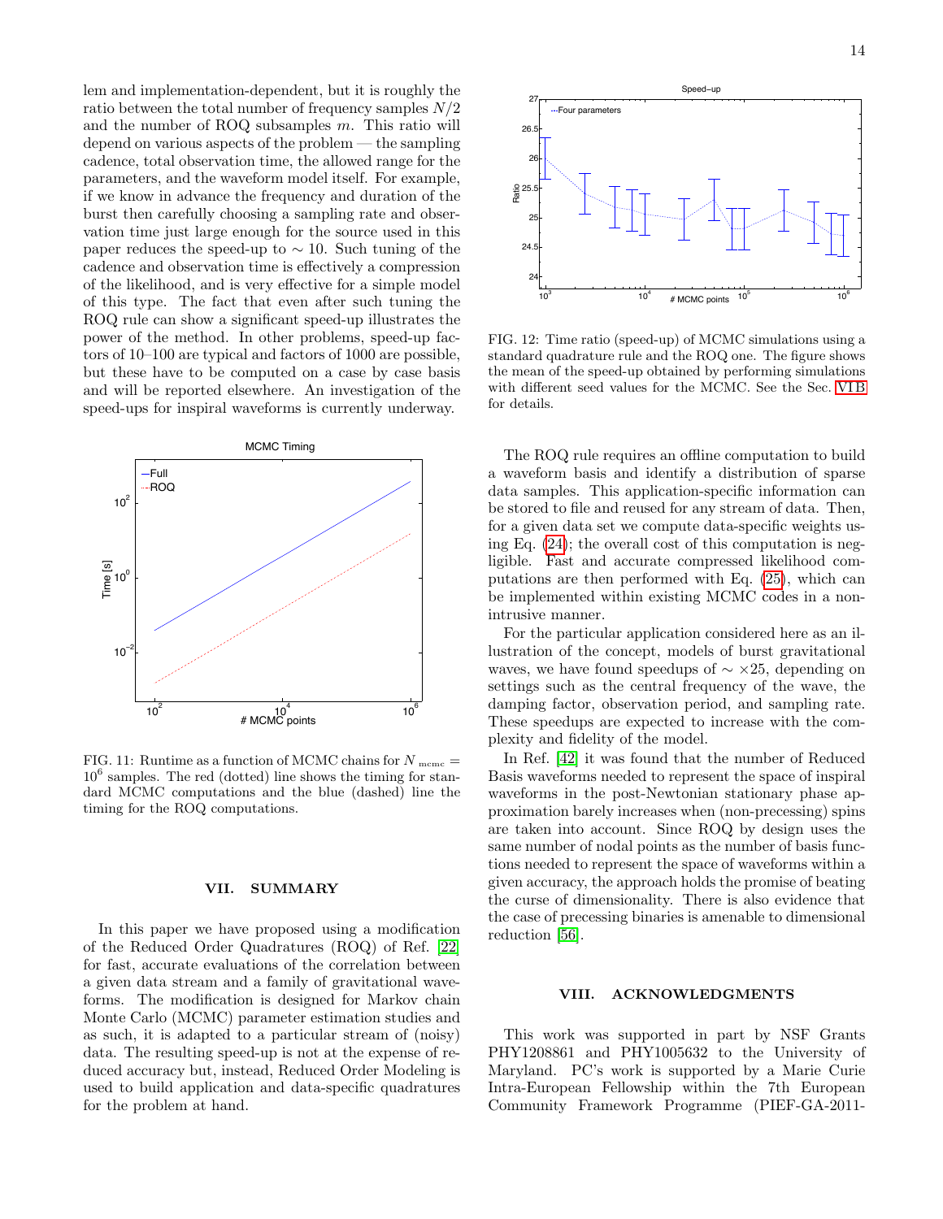lem and implementation-dependent, but it is roughly the ratio between the total number of frequency samples $N/2$ and the number of ROQ subsamples $m$. This ratio will depend on various aspects of the problem — the sampling cadence, total observation time, the allowed range for the parameters, and the waveform model itself. For example, if we know in advance the frequency and duration of the burst then carefully choosing a sampling rate and observation time just large enough for the source used in this paper reduces the speed-up to $\sim 10$. Such tuning of the cadence and observation time is effectively a compression of the likelihood, and is very effective for a simple model of this type. The fact that even after such tuning the ROQ rule can show a significant speed-up illustrates the power of the method. In other problems, speed-up factors of 10–100 are typical and factors of 1000 are possible, but these have to be computed on a case by case basis and will be reported elsewhere. An investigation of the speed-ups for inspiral waveforms is currently underway.

FIG. 11: Runtime as a function of MCMC chains for $N_{\rm mcmc} = 10^6$ samples. The red (dotted) line shows the timing for standard MCMC computations and the blue (dashed) line the timing for the ROQ computations.

FIG. 12: Time ratio (speed-up) of MCMC simulations using a standard quadrature rule and the ROQ one. The figure shows the mean of the speed-up obtained by performing simulations with different seed values for the MCMC. See the Sec. VI B for details.

## VII. SUMMARY

In this paper we have proposed using a modification of the Reduced Order Quadratures (ROQ) of Ref. [22] for fast, accurate evaluations of the correlation between a given data stream and a family of gravitational waveforms. The modification is designed for Markov chain Monte Carlo (MCMC) parameter estimation studies and as such, it is adapted to a particular stream of (noisy) data. The resulting speed-up is not at the expense of reduced accuracy but, instead, Reduced Order Modeling is used to build application and data-specific quadratures for the problem at hand.

The ROQ rule requires an offline computation to build a waveform basis and identify a distribution of sparse data samples. This application-specific information can be stored to file and reused for any stream of data. Then, for a given data set we compute data-specific weights using Eq. (24); the overall cost of this computation is negligible. Fast and accurate compressed likelihood computations are then performed with Eq. (25), which can be implemented within existing MCMC codes in a non-intrusive manner.

For the particular application considered here as an illustration of the concept, models of burst gravitational waves, we have found speedups of $\sim \times 25$, depending on settings such as the central frequency of the wave, the damping factor, observation period, and sampling rate. These speedups are expected to increase with the complexity and fidelity of the model.

In Ref. [42] it was found that the number of Reduced Basis waveforms needed to represent the space of inspiral waveforms in the post-Newtonian stationary phase approximation barely increases when (non-precessing) spins are taken into account. Since ROQ by design uses the same number of nodal points as the number of basis functions needed to represent the space of waveforms within a given accuracy, the approach holds the promise of beating the curse of dimensionality. There is also evidence that the case of precessing binaries is amenable to dimensional reduction [56].

## VIII. ACKNOWLEDGMENTS

This work was supported in part by NSF Grants PHY1208861 and PHY1005632 to the University of Maryland. PC's work is supported by a Marie Curie Intra-European Fellowship within the 7th European Community Framework Programme (PIEF-GA-2011-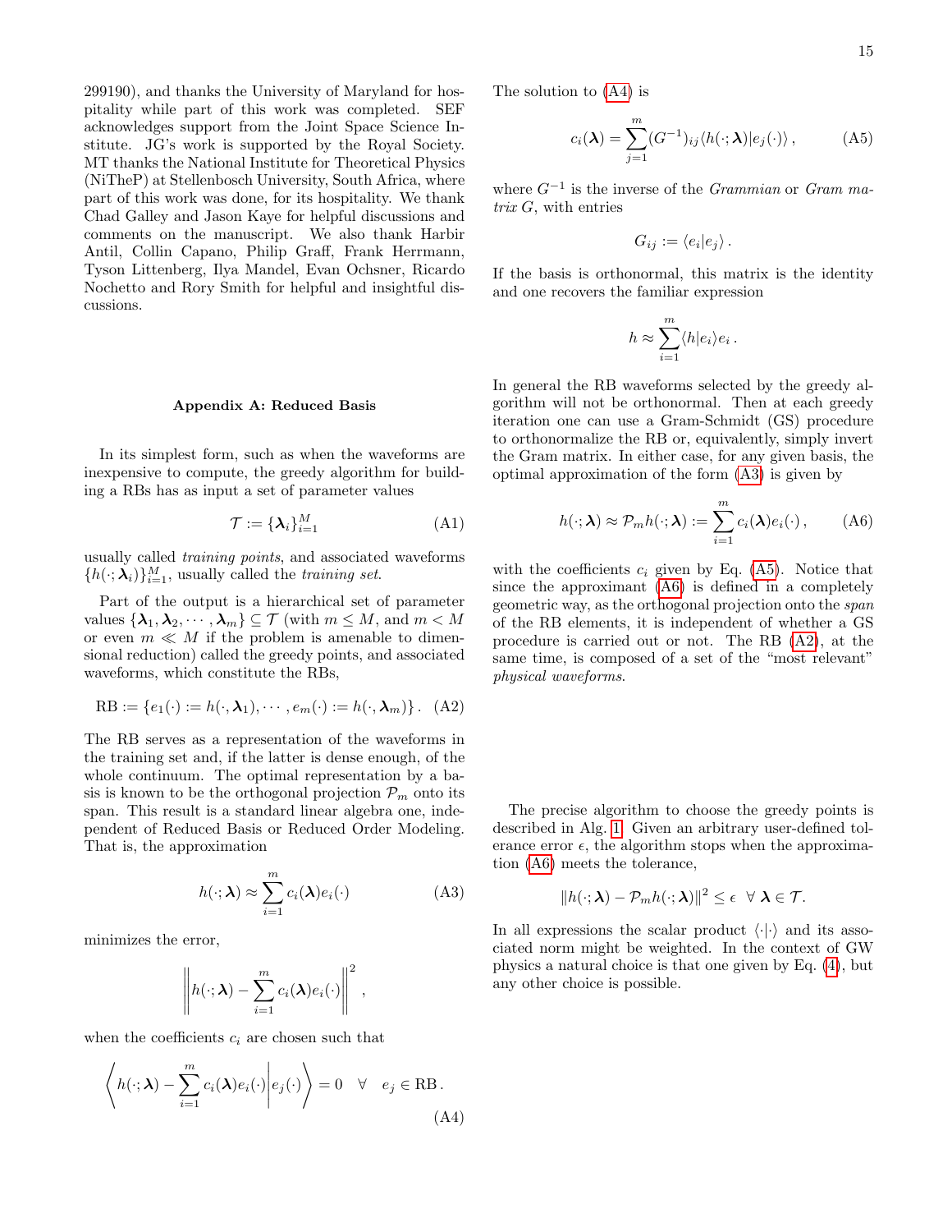299190), and thanks the University of Maryland for hospitality while part of this work was completed. SEF acknowledges support from the Joint Space Science Institute. JG's work is supported by the Royal Society. MT thanks the National Institute for Theoretical Physics (NiTheP) at Stellenbosch University, South Africa, where part of this work was done, for its hospitality. We thank Chad Galley and Jason Kaye for helpful discussions and comments on the manuscript. We also thank Harbir Antil, Collin Capano, Philip Graff, Frank Herrmann, Tyson Littenberg, Ilya Mandel, Evan Ochsner, Ricardo Nochetto and Rory Smith for helpful and insightful discussions.

## Appendix A: Reduced Basis

In its simplest form, such as when the waveforms are inexpensive to compute, the greedy algorithm for building a RBs has as input a set of parameter values

$$\mathcal{T} := \{\boldsymbol{\lambda}_i\}_{i=1}^{M} \tag{A1}$$

usually called *training points*, and associated waveforms $\{h(\cdot;\boldsymbol{\lambda}_i)\}_{i=1}^{M}$, usually called the *training set*.

Part of the output is a hierarchical set of parameter values $\{\boldsymbol{\lambda}_1, \boldsymbol{\lambda}_2, \cdots, \boldsymbol{\lambda}_m\} \subseteq \mathcal{T}$ (with $m \leq M$, and $m < M$ or even $m \ll M$ if the problem is amenable to dimensional reduction) called the greedy points, and associated waveforms, which constitute the RBs,

$$\mathrm{RB} := \{e_1(\cdot) := h(\cdot, \boldsymbol{\lambda}_1), \cdots, e_m(\cdot) := h(\cdot, \boldsymbol{\lambda}_m)\}\,. \tag{A2}$$

The RB serves as a representation of the waveforms in the training set and, if the latter is dense enough, of the whole continuum. The optimal representation by a basis is known to be the orthogonal projection $\mathcal{P}_m$ onto its span. This result is a standard linear algebra one, independent of Reduced Basis or Reduced Order Modeling. That is, the approximation

$$h(\cdot;\boldsymbol{\lambda}) \approx \sum_{i=1}^{m} c_i(\boldsymbol{\lambda}) e_i(\cdot) \tag{A3}$$

minimizes the error,

$$\left\| h(\cdot;\boldsymbol{\lambda}) - \sum_{i=1}^{m} c_i(\boldsymbol{\lambda}) e_i(\cdot) \right\|^2 ,$$

when the coefficients $c_i$ are chosen such that

$$\left\langle h(\cdot;\boldsymbol{\lambda}) - \sum_{i=1}^{m} c_i(\boldsymbol{\lambda}) e_i(\cdot) \middle| e_j(\cdot) \right\rangle = 0 \quad \forall \quad e_j \in \mathrm{RB}\,. \tag{A4}$$

The solution to (A4) is

$$c_i(\boldsymbol{\lambda}) = \sum_{j=1}^{m} (G^{-1})_{ij} \langle h(\cdot;\boldsymbol{\lambda}) | e_j(\cdot) \rangle\,, \tag{A5}$$

where $G^{-1}$ is the inverse of the *Grammian* or *Gram matrix* $G$, with entries

$$G_{ij} := \langle e_i | e_j \rangle\,.$$

If the basis is orthonormal, this matrix is the identity and one recovers the familiar expression

$$h \approx \sum_{i=1}^{m} \langle h | e_i \rangle e_i\,.$$

In general the RB waveforms selected by the greedy algorithm will not be orthonormal. Then at each greedy iteration one can use a Gram-Schmidt (GS) procedure to orthonormalize the RB or, equivalently, simply invert the Gram matrix. In either case, for any given basis, the optimal approximation of the form (A3) is given by

$$h(\cdot;\boldsymbol{\lambda}) \approx \mathcal{P}_m h(\cdot;\boldsymbol{\lambda}) := \sum_{i=1}^{m} c_i(\boldsymbol{\lambda}) e_i(\cdot)\,, \tag{A6}$$

with the coefficients $c_i$ given by Eq. (A5). Notice that since the approximant (A6) is defined in a completely geometric way, as the orthogonal projection onto the *span* of the RB elements, it is independent of whether a GS procedure is carried out or not. The RB (A2), at the same time, is composed of a set of the "most relevant" *physical waveforms*.

The precise algorithm to choose the greedy points is described in Alg. 1. Given an arbitrary user-defined tolerance error $\epsilon$, the algorithm stops when the approximation (A6) meets the tolerance,

$$\| h(\cdot;\boldsymbol{\lambda}) - \mathcal{P}_m h(\cdot;\boldsymbol{\lambda}) \|^2 \leq \epsilon \ \ \forall \ \boldsymbol{\lambda} \in \mathcal{T}.$$

In all expressions the scalar product $\langle \cdot | \cdot \rangle$ and its associated norm might be weighted. In the context of GW physics a natural choice is that one given by Eq. (4), but any other choice is possible.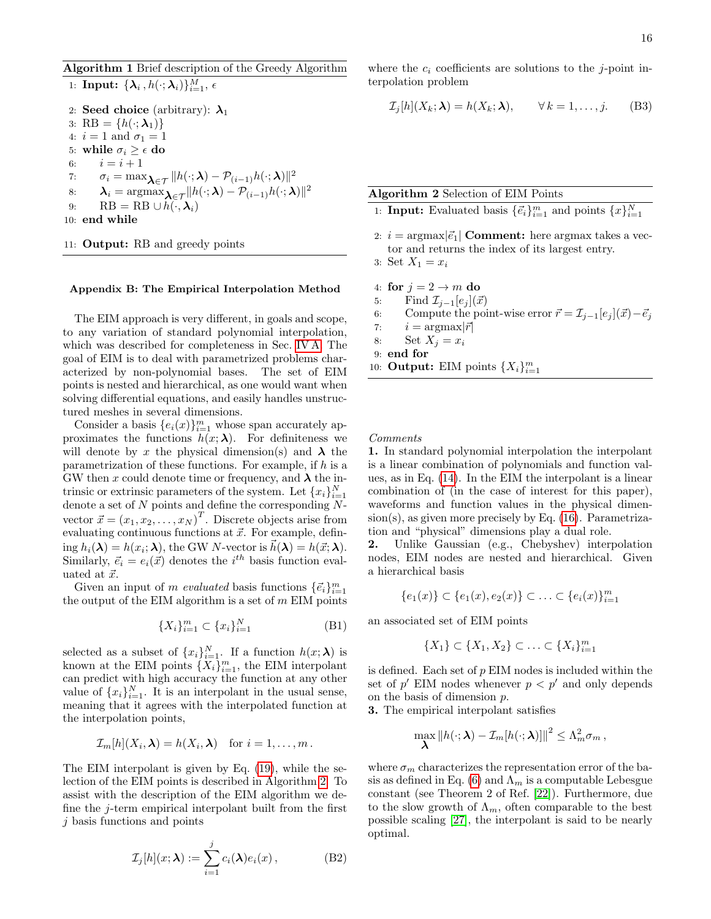**Algorithm 1** Brief description of the Greedy Algorithm

```
1: Input: {λ_i , h(·;λ_i)}_{i=1}^M, ε
2: Seed choice (arbitrary): λ_1
3: RB = {h(·;λ_1)}
4: i = 1 and σ_1 = 1
5: while σ_i ≥ ε do
6:     i = i + 1
7:     σ_i = max_{λ∈T} ||h(·;λ) − P_(i−1) h(·;λ)||^2
8:     λ_i = argmax_{λ∈T} ||h(·;λ) − P_(i−1) h(·;λ)||^2
9:     RB = RB ∪ h(·,λ_i)
10: end while
11: Output: RB and greedy points
```

### Appendix B: The Empirical Interpolation Method

The EIM approach is very different, in goals and scope, to any variation of standard polynomial interpolation, which was described for completeness in Sec. IV A. The goal of EIM is to deal with parametrized problems characterized by non-polynomial bases. The set of EIM points is nested and hierarchical, as one would want when solving differential equations, and easily handles unstructured meshes in several dimensions.

Consider a basis $\{e_i(x)\}_{i=1}^m$ whose span accurately approximates the functions $h(x;\boldsymbol{\lambda})$. For definiteness we will denote by $x$ the physical dimension(s) and $\boldsymbol{\lambda}$ the parametrization of these functions. For example, if $h$ is a GW then $x$ could denote time or frequency, and $\boldsymbol{\lambda}$ the intrinsic or extrinsic parameters of the system. Let $\{x_i\}_{i=1}^N$ denote a set of $N$ points and define the corresponding $N$-vector $\vec{x} = (x_1, x_2, \ldots, x_N)^T$. Discrete objects arise from evaluating continuous functions at $\vec{x}$. For example, defining $h_i(\boldsymbol{\lambda}) = h(x_i;\boldsymbol{\lambda})$, the GW $N$-vector is $\vec{h}(\boldsymbol{\lambda}) = h(\vec{x};\boldsymbol{\lambda})$. Similarly, $\vec{e}_i = e_i(\vec{x})$ denotes the $i^{th}$ basis function evaluated at $\vec{x}$.

Given an input of $m$ *evaluated* basis functions $\{\vec{e}_i\}_{i=1}^m$ the output of the EIM algorithm is a set of $m$ EIM points

$$\{X_i\}_{i=1}^m \subset \{x_i\}_{i=1}^N \tag{B1}$$

selected as a subset of $\{x_i\}_{i=1}^N$. If a function $h(x;\boldsymbol{\lambda})$ is known at the EIM points $\{X_i\}_{i=1}^m$, the EIM interpolant can predict with high accuracy the function at any other value of $\{x_i\}_{i=1}^N$. It is an interpolant in the usual sense, meaning that it agrees with the interpolated function at the interpolation points,

$$\mathcal{I}_m[h](X_i,\boldsymbol{\lambda}) = h(X_i,\boldsymbol{\lambda}) \quad \text{for } i = 1,\ldots,m\,.$$

The EIM interpolant is given by Eq. (19), while the selection of the EIM points is described in Algorithm 2. To assist with the description of the EIM algorithm we define the $j$-term empirical interpolant built from the first $j$ basis functions and points

$$\mathcal{I}_j[h](x;\boldsymbol{\lambda}) := \sum_{i=1}^{j} c_i(\boldsymbol{\lambda}) e_i(x)\,, \tag{B2}$$

where the $c_i$ coefficients are solutions to the $j$-point interpolation problem

$$\mathcal{I}_j[h](X_k;\boldsymbol{\lambda}) = h(X_k;\boldsymbol{\lambda}), \qquad \forall\, k = 1,\ldots,j. \tag{B3}$$

**Algorithm 2** Selection of EIM Points

```
1: Input: Evaluated basis {e_i}_{i=1}^m and points {x}_{i=1}^N
2: i = argmax|e_1| Comment: here argmax takes a vector and returns the index of its largest entry.
3: Set X_1 = x_i
4: for j = 2 → m do
5:     Find I_{j−1}[e_j](x)
6:     Compute the point-wise error r = I_{j−1}[e_j](x) − e_j
7:     i = argmax|r|
8:     Set X_j = x_i
9: end for
10: Output: EIM points {X_i}_{i=1}^m
```

*Comments*

**1.** In standard polynomial interpolation the interpolant is a linear combination of polynomials and function values, as in Eq. (14). In the EIM the interpolant is a linear combination of (in the case of interest for this paper), waveforms and function values in the physical dimension(s), as given more precisely by Eq. (16). Parametrization and "physical" dimensions play a dual role.

**2.** Unlike Gaussian (e.g., Chebyshev) interpolation nodes, EIM nodes are nested and hierarchical. Given a hierarchical basis

$$\{e_1(x)\} \subset \{e_1(x), e_2(x)\} \subset \ldots \subset \{e_i(x)\}_{i=1}^m$$

an associated set of EIM points

$$\{X_1\} \subset \{X_1, X_2\} \subset \ldots \subset \{X_i\}_{i=1}^m$$

is defined. Each set of $p$ EIM nodes is included within the set of $p'$ EIM nodes whenever $p < p'$ and only depends on the basis of dimension $p$.

**3.** The empirical interpolant satisfies

$$\max_{\boldsymbol{\lambda}} \left\| h(\cdot;\boldsymbol{\lambda}) - \mathcal{I}_m[h(\cdot;\boldsymbol{\lambda})] \right\|^2 \le \Lambda_m^2 \sigma_m\,,$$

where $\sigma_m$ characterizes the representation error of the basis as defined in Eq. (6) and $\Lambda_m$ is a computable Lebesgue constant (see Theorem 2 of Ref. [22]). Furthermore, due to the slow growth of $\Lambda_m$, often comparable to the best possible scaling [27], the interpolant is said to be nearly optimal.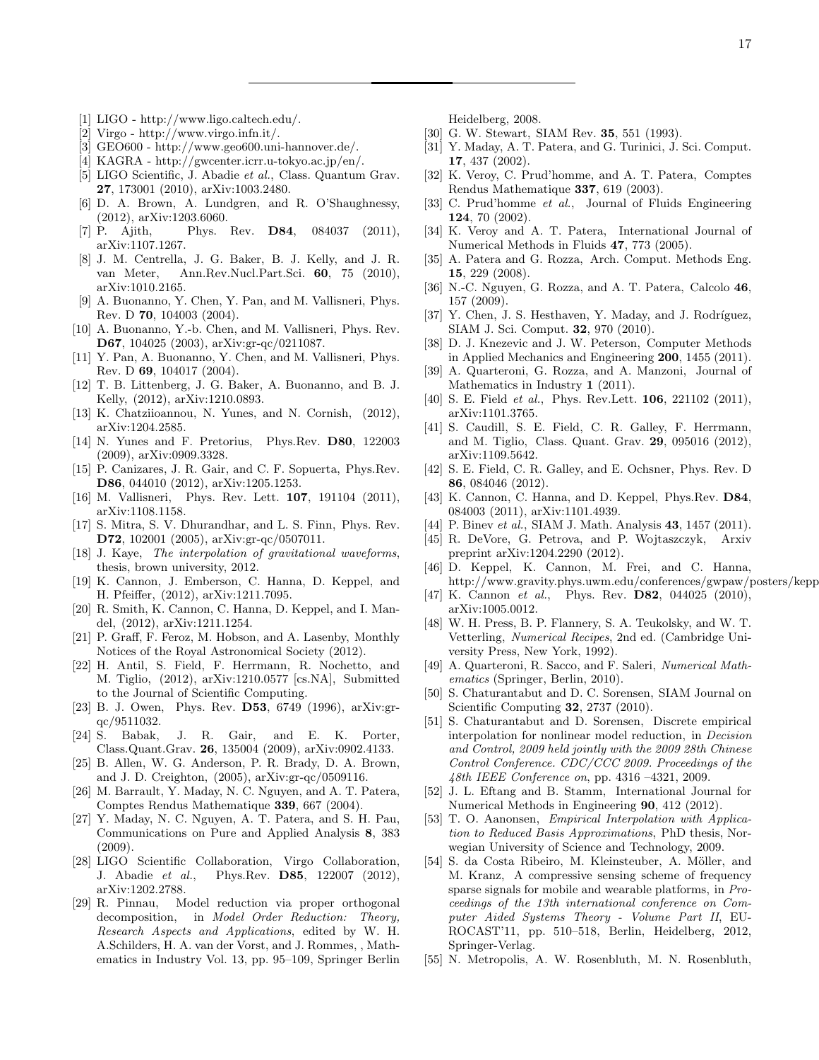[1] LIGO - http://www.ligo.caltech.edu/.

[2] Virgo - http://www.virgo.infn.it/.

[3] GEO600 - http://www.geo600.uni-hannover.de/.

[4] KAGRA - http://gwcenter.icrr.u-tokyo.ac.jp/en/.

[5] LIGO Scientific, J. Abadie *et al.*, Class. Quantum Grav. **27**, 173001 (2010), arXiv:1003.2480.

[6] D. A. Brown, A. Lundgren, and R. O'Shaughnessy, (2012), arXiv:1203.6060.

[7] P. Ajith, Phys. Rev. **D84**, 084037 (2011), arXiv:1107.1267.

[8] J. M. Centrella, J. G. Baker, B. J. Kelly, and J. R. van Meter, Ann.Rev.Nucl.Part.Sci. **60**, 75 (2010), arXiv:1010.2165.

[9] A. Buonanno, Y. Chen, Y. Pan, and M. Vallisneri, Phys. Rev. D **70**, 104003 (2004).

[10] A. Buonanno, Y.-b. Chen, and M. Vallisneri, Phys. Rev. **D67**, 104025 (2003), arXiv:gr-qc/0211087.

[11] Y. Pan, A. Buonanno, Y. Chen, and M. Vallisneri, Phys. Rev. D **69**, 104017 (2004).

[12] T. B. Littenberg, J. G. Baker, A. Buonanno, and B. J. Kelly, (2012), arXiv:1210.0893.

[13] K. Chatziioannou, N. Yunes, and N. Cornish, (2012), arXiv:1204.2585.

[14] N. Yunes and F. Pretorius, Phys.Rev. **D80**, 122003 (2009), arXiv:0909.3328.

[15] P. Canizares, J. R. Gair, and C. F. Sopuerta, Phys.Rev. **D86**, 044010 (2012), arXiv:1205.1253.

[16] M. Vallisneri, Phys. Rev. Lett. **107**, 191104 (2011), arXiv:1108.1158.

[17] S. Mitra, S. V. Dhurandhar, and L. S. Finn, Phys. Rev. **D72**, 102001 (2005), arXiv:gr-qc/0507011.

[18] J. Kaye, *The interpolation of gravitational waveforms*, thesis, brown university, 2012.

[19] K. Cannon, J. Emberson, C. Hanna, D. Keppel, and H. Pfeiffer, (2012), arXiv:1211.7095.

[20] R. Smith, K. Cannon, C. Hanna, D. Keppel, and I. Mandel, (2012), arXiv:1211.1254.

[21] P. Graff, F. Feroz, M. Hobson, and A. Lasenby, Monthly Notices of the Royal Astronomical Society (2012).

[22] H. Antil, S. Field, F. Herrmann, R. Nochetto, and M. Tiglio, (2012), arXiv:1210.0577 [cs.NA], Submitted to the Journal of Scientific Computing.

[23] B. J. Owen, Phys. Rev. **D53**, 6749 (1996), arXiv:gr-qc/9511032.

[24] S. Babak, J. R. Gair, and E. K. Porter, Class.Quant.Grav. **26**, 135004 (2009), arXiv:0902.4133.

[25] B. Allen, W. G. Anderson, P. R. Brady, D. A. Brown, and J. D. Creighton, (2005), arXiv:gr-qc/0509116.

[26] M. Barrault, Y. Maday, N. C. Nguyen, and A. T. Patera, Comptes Rendus Mathematique **339**, 667 (2004).

[27] Y. Maday, N. C. Nguyen, A. T. Patera, and S. H. Pau, Communications on Pure and Applied Analysis **8**, 383 (2009).

[28] LIGO Scientific Collaboration, Virgo Collaboration, J. Abadie *et al.*, Phys.Rev. **D85**, 122007 (2012), arXiv:1202.2788.

[29] R. Pinnau, Model reduction via proper orthogonal decomposition, in *Model Order Reduction: Theory, Research Aspects and Applications*, edited by W. H. A.Schilders, H. A. van der Vorst, and J. Rommes, , Mathematics in Industry Vol. 13, pp. 95–109, Springer Berlin Heidelberg, 2008.

[30] G. W. Stewart, SIAM Rev. **35**, 551 (1993).

[31] Y. Maday, A. T. Patera, and G. Turinici, J. Sci. Comput. **17**, 437 (2002).

[32] K. Veroy, C. Prud'homme, and A. T. Patera, Comptes Rendus Mathematique **337**, 619 (2003).

[33] C. Prud'homme *et al.*, Journal of Fluids Engineering **124**, 70 (2002).

[34] K. Veroy and A. T. Patera, International Journal of Numerical Methods in Fluids **47**, 773 (2005).

[35] A. Patera and G. Rozza, Arch. Comput. Methods Eng. **15**, 229 (2008).

[36] N.-C. Nguyen, G. Rozza, and A. T. Patera, Calcolo **46**, 157 (2009).

[37] Y. Chen, J. S. Hesthaven, Y. Maday, and J. Rodríguez, SIAM J. Sci. Comput. **32**, 970 (2010).

[38] D. J. Knezevic and J. W. Peterson, Computer Methods in Applied Mechanics and Engineering **200**, 1455 (2011).

[39] A. Quarteroni, G. Rozza, and A. Manzoni, Journal of Mathematics in Industry **1** (2011).

[40] S. E. Field *et al.*, Phys. Rev.Lett. **106**, 221102 (2011), arXiv:1101.3765.

[41] S. Caudill, S. E. Field, C. R. Galley, F. Herrmann, and M. Tiglio, Class. Quant. Grav. **29**, 095016 (2012), arXiv:1109.5642.

[42] S. E. Field, C. R. Galley, and E. Ochsner, Phys. Rev. D **86**, 084046 (2012).

[43] K. Cannon, C. Hanna, and D. Keppel, Phys.Rev. **D84**, 084003 (2011), arXiv:1101.4939.

[44] P. Binev *et al.*, SIAM J. Math. Analysis **43**, 1457 (2011).

[45] R. DeVore, G. Petrova, and P. Wojtaszczyk, Arxiv preprint arXiv:1204.2290 (2012).

[46] D. Keppel, K. Cannon, M. Frei, and C. Hanna, http://www.gravity.phys.uwm.edu/conferences/gwpaw/posters/kepp

[47] K. Cannon *et al.*, Phys. Rev. **D82**, 044025 (2010), arXiv:1005.0012.

[48] W. H. Press, B. P. Flannery, S. A. Teukolsky, and W. T. Vetterling, *Numerical Recipes*, 2nd ed. (Cambridge University Press, New York, 1992).

[49] A. Quarteroni, R. Sacco, and F. Saleri, *Numerical Mathematics* (Springer, Berlin, 2010).

[50] S. Chaturantabut and D. C. Sorensen, SIAM Journal on Scientific Computing **32**, 2737 (2010).

[51] S. Chaturantabut and D. Sorensen, Discrete empirical interpolation for nonlinear model reduction, in *Decision and Control, 2009 held jointly with the 2009 28th Chinese Control Conference. CDC/CCC 2009. Proceedings of the 48th IEEE Conference on*, pp. 4316 –4321, 2009.

[52] J. L. Eftang and B. Stamm, International Journal for Numerical Methods in Engineering **90**, 412 (2012).

[53] T. O. Aanonsen, *Empirical Interpolation with Application to Reduced Basis Approximations*, PhD thesis, Norwegian University of Science and Technology, 2009.

[54] S. da Costa Ribeiro, M. Kleinsteuber, A. Möller, and M. Kranz, A compressive sensing scheme of frequency sparse signals for mobile and wearable platforms, in *Proceedings of the 13th international conference on Computer Aided Systems Theory - Volume Part II*, EUROCAST'11, pp. 510–518, Berlin, Heidelberg, 2012, Springer-Verlag.

[55] N. Metropolis, A. W. Rosenbluth, M. N. Rosenbluth,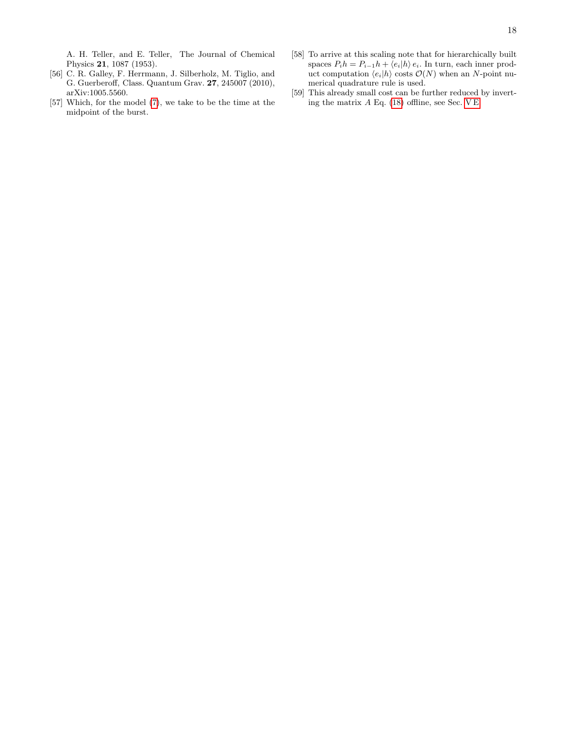A. H. Teller, and E. Teller, The Journal of Chemical Physics **21**, 1087 (1953).

[56] C. R. Galley, F. Herrmann, J. Silberholz, M. Tiglio, and G. Guerberoff, Class. Quantum Grav. **27**, 245007 (2010), arXiv:1005.5560.

[57] Which, for the model (7), we take to be the time at the midpoint of the burst.

[58] To arrive at this scaling note that for hierarchically built spaces $P_i h = P_{i-1} h + \langle e_i | h \rangle \, e_i$. In turn, each inner product computation $\langle e_i | h \rangle$ costs $\mathcal{O}(N)$ when an $N$-point numerical quadrature rule is used.

[59] This already small cost can be further reduced by inverting the matrix $A$ Eq. (18) offline, see Sec. V E.